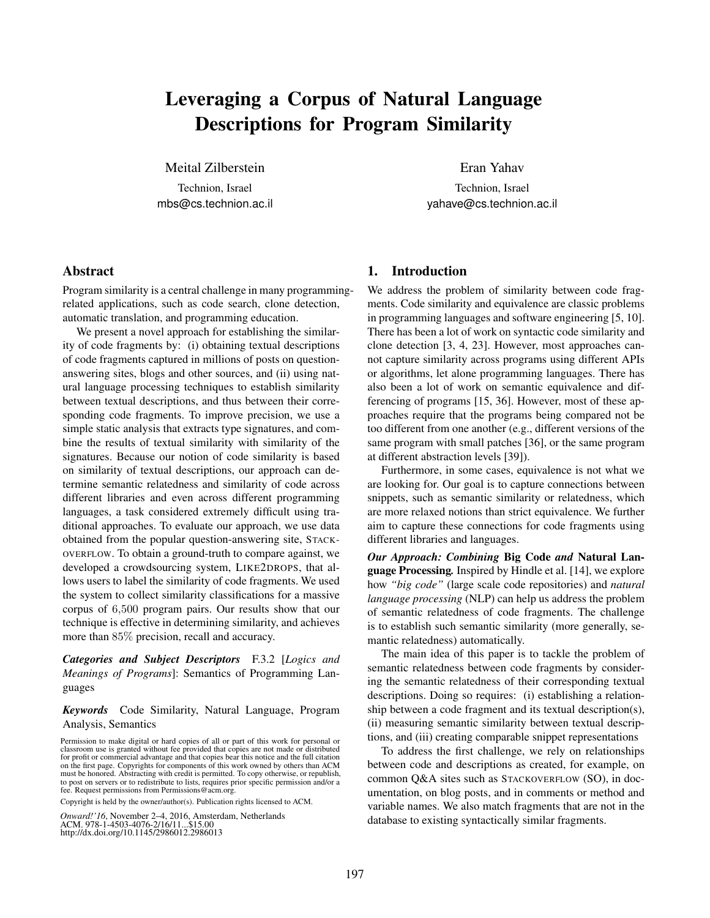#  Leveraging a Corpus of Natural Language Descriptions for Program Similarity

Meital Zilberstein
Technion, Israel
mbs@cs.technion.ac.il

Eran Yahav
Technion, Israel
yahave@cs.technion.ac.il

## Abstract

Program similarity is a central challenge in many programming-related applications, such as code search, clone detection, automatic translation, and programming education.

We present a novel approach for establishing the similarity of code fragments by: (i) obtaining textual descriptions of code fragments captured in millions of posts on question-answering sites, blogs and other sources, and (ii) using natural language processing techniques to establish similarity between textual descriptions, and thus between their corresponding code fragments. To improve precision, we use a simple static analysis that extracts type signatures, and combine the results of textual similarity with similarity of the signatures. Because our notion of code similarity is based on similarity of textual descriptions, our approach can determine semantic relatedness and similarity of code across different libraries and even across different programming languages, a task considered extremely difficult using traditional approaches. To evaluate our approach, we use data obtained from the popular question-answering site, STACKOVERFLOW. To obtain a ground-truth to compare against, we developed a crowdsourcing system, LIKE2DROPS, that allows users to label the similarity of code fragments. We used the system to collect similarity classifications for a massive corpus of 6,500 program pairs. Our results show that our technique is effective in determining similarity, and achieves more than 85% precision, recall and accuracy.

***Categories and Subject Descriptors*** F.3.2 [*Logics and Meanings of Programs*]: Semantics of Programming Languages

***Keywords*** Code Similarity, Natural Language, Program Analysis, Semantics

Permission to make digital or hard copies of all or part of this work for personal or classroom use is granted without fee provided that copies are not made or distributed for profit or commercial advantage and that copies bear this notice and the full citation on the first page. Copyrights for components of this work owned by others than ACM must be honored. Abstracting with credit is permitted. To copy otherwise, or republish, to post on servers or to redistribute to lists, requires prior specific permission and/or a fee. Request permissions from Permissions@acm.org.

Copyright is held by the owner/author(s). Publication rights licensed to ACM.

*Onward!'16*, November 2–4, 2016, Amsterdam, Netherlands
ACM. 978-1-4503-4076-2/16/11...$15.00
http://dx.doi.org/10.1145/2986012.2986013

## 1. Introduction

We address the problem of similarity between code fragments. Code similarity and equivalence are classic problems in programming languages and software engineering [5, 10]. There has been a lot of work on syntactic code similarity and clone detection [3, 4, 23]. However, most approaches cannot capture similarity across programs using different APIs or algorithms, let alone programming languages. There has also been a lot of work on semantic equivalence and differencing of programs [15, 36]. However, most of these approaches require that the programs being compared not be too different from one another (e.g., different versions of the same program with small patches [36], or the same program at different abstraction levels [39]).

Furthermore, in some cases, equivalence is not what we are looking for. Our goal is to capture connections between snippets, such as semantic similarity or relatedness, which are more relaxed notions than strict equivalence. We further aim to capture these connections for code fragments using different libraries and languages.

***Our Approach: Combining* Big Code *and* Natural Language Processing.** Inspired by Hindle et al. [14], we explore how *"big code"* (large scale code repositories) and *natural language processing* (NLP) can help us address the problem of semantic relatedness of code fragments. The challenge is to establish such semantic similarity (more generally, semantic relatedness) automatically.

The main idea of this paper is to tackle the problem of semantic relatedness between code fragments by considering the semantic relatedness of their corresponding textual descriptions. Doing so requires: (i) establishing a relationship between a code fragment and its textual description(s), (ii) measuring semantic similarity between textual descriptions, and (iii) creating comparable snippet representations

To address the first challenge, we rely on relationships between code and descriptions as created, for example, on common Q&A sites such as STACKOVERFLOW (SO), in documentation, on blog posts, and in comments or method and variable names. We also match fragments that are not in the database to existing syntactically similar fragments.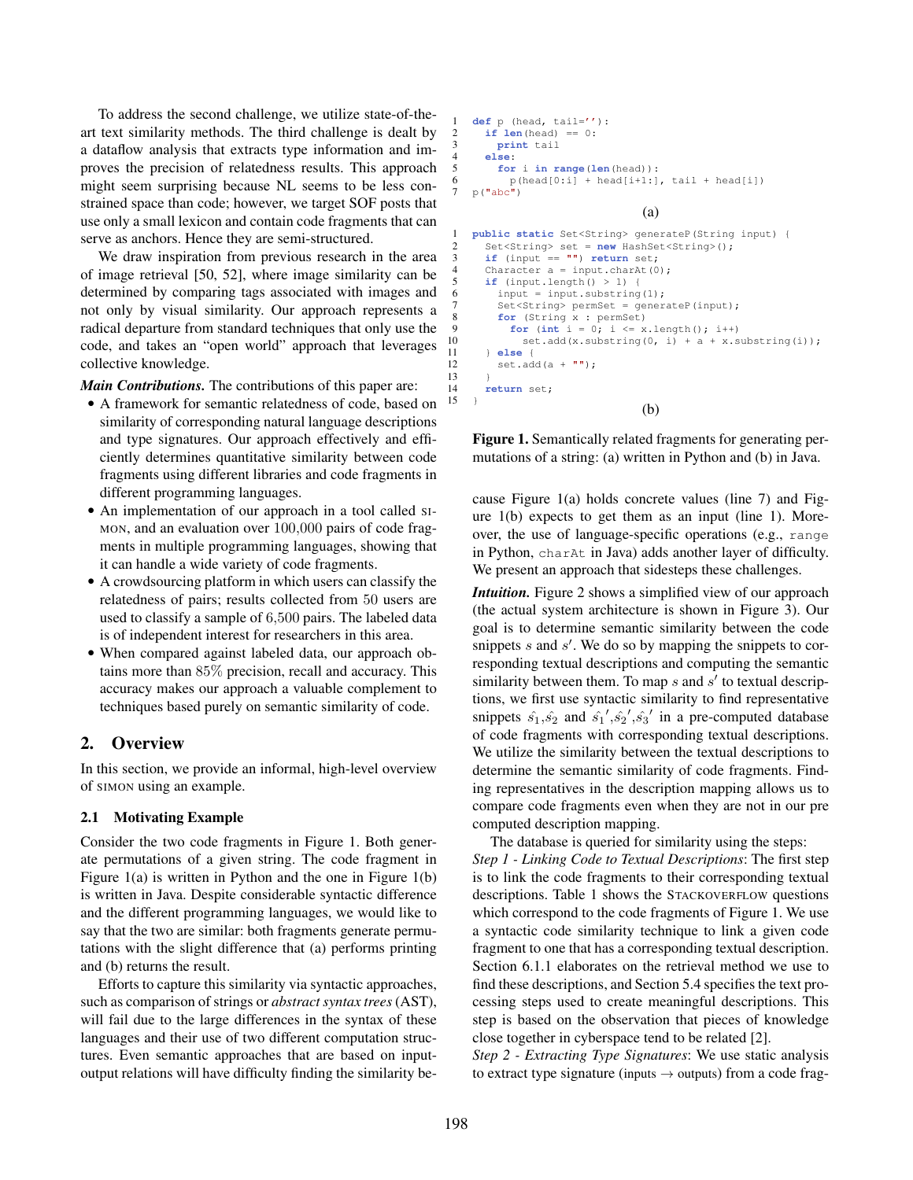To address the second challenge, we utilize state-of-the-art text similarity methods. The third challenge is dealt by a dataflow analysis that extracts type information and improves the precision of relatedness results. This approach might seem surprising because NL seems to be less constrained space than code; however, we target SOF posts that use only a small lexicon and contain code fragments that can serve as anchors. Hence they are semi-structured.

We draw inspiration from previous research in the area of image retrieval [50, 52], where image similarity can be determined by comparing tags associated with images and not only by visual similarity. Our approach represents a radical departure from standard techniques that only use the code, and takes an "open world" approach that leverages collective knowledge.

***Main Contributions.*** The contributions of this paper are:

- A framework for semantic relatedness of code, based on similarity of corresponding natural language descriptions and type signatures. Our approach effectively and efficiently determines quantitative similarity between code fragments using different libraries and code fragments in different programming languages.
- An implementation of our approach in a tool called SIMON, and an evaluation over 100,000 pairs of code fragments in multiple programming languages, showing that it can handle a wide variety of code fragments.
- A crowdsourcing platform in which users can classify the relatedness of pairs; results collected from 50 users are used to classify a sample of 6,500 pairs. The labeled data is of independent interest for researchers in this area.
- When compared against labeled data, our approach obtains more than 85% precision, recall and accuracy. This accuracy makes our approach a valuable complement to techniques based purely on semantic similarity of code.

## 2. Overview

In this section, we provide an informal, high-level overview of SIMON using an example.

### 2.1 Motivating Example

Consider the two code fragments in Figure 1. Both generate permutations of a given string. The code fragment in Figure 1(a) is written in Python and the one in Figure 1(b) is written in Java. Despite considerable syntactic difference and the different programming languages, we would like to say that the two are similar: both fragments generate permutations with the slight difference that (a) performs printing and (b) returns the result.

Efforts to capture this similarity via syntactic approaches, such as comparison of strings or *abstract syntax trees* (AST), will fail due to the large differences in the syntax of these languages and their use of two different computation structures. Even semantic approaches that are based on input-output relations will have difficulty finding the similarity because Figure 1(a) holds concrete values (line 7) and Figure 1(b) expects to get them as an input (line 1). Moreover, the use of language-specific operations (e.g., `range` in Python, `charAt` in Java) adds another layer of difficulty. We present an approach that sidesteps these challenges.

```
1  def p (head, tail=''):
2    if len(head) == 0:
3      print tail
4    else:
5      for i in range(len(head)):
6        p(head[0:i] + head[i+1:], tail + head[i])
7  p("abc")
```

(a)

```
1  public static Set<String> generateP(String input) {
2    Set<String> set = new HashSet<String>();
3    if (input == "") return set;
4    Character a = input.charAt(0);
5    if (input.length() > 1) {
6      input = input.substring(1);
7      Set<String> permSet = generateP(input);
8      for (String x : permSet)
9        for (int i = 0; i <= x.length(); i++)
10         set.add(x.substring(0, i) + a + x.substring(i));
11   } else {
12     set.add(a + "");
13   }
14   return set;
15 }
```

(b)

**Figure 1.** Semantically related fragments for generating permutations of a string: (a) written in Python and (b) in Java.

***Intuition.*** Figure 2 shows a simplified view of our approach (the actual system architecture is shown in Figure 3). Our goal is to determine semantic similarity between the code snippets $s$ and $s'$. We do so by mapping the snippets to corresponding textual descriptions and computing the semantic similarity between them. To map $s$ and $s'$ to textual descriptions, we first use syntactic similarity to find representative snippets $\hat{s_1}$,$\hat{s_2}$ and $\hat{s_1}'$,$\hat{s_2}'$,$\hat{s_3}'$ in a pre-computed database of code fragments with corresponding textual descriptions. We utilize the similarity between the textual descriptions to determine the semantic similarity of code fragments. Finding representatives in the description mapping allows us to compare code fragments even when they are not in our pre computed description mapping.

The database is queried for similarity using the steps:

*Step 1 - Linking Code to Textual Descriptions*: The first step is to link the code fragments to their corresponding textual descriptions. Table 1 shows the STACKOVERFLOW questions which correspond to the code fragments of Figure 1. We use a syntactic code similarity technique to link a given code fragment to one that has a corresponding textual description. Section 6.1.1 elaborates on the retrieval method we use to find these descriptions, and Section 5.4 specifies the text processing steps used to create meaningful descriptions. This step is based on the observation that pieces of knowledge close together in cyberspace tend to be related [2].

*Step 2 - Extracting Type Signatures*: We use static analysis to extract type signature (inputs $\rightarrow$ outputs) from a code frag-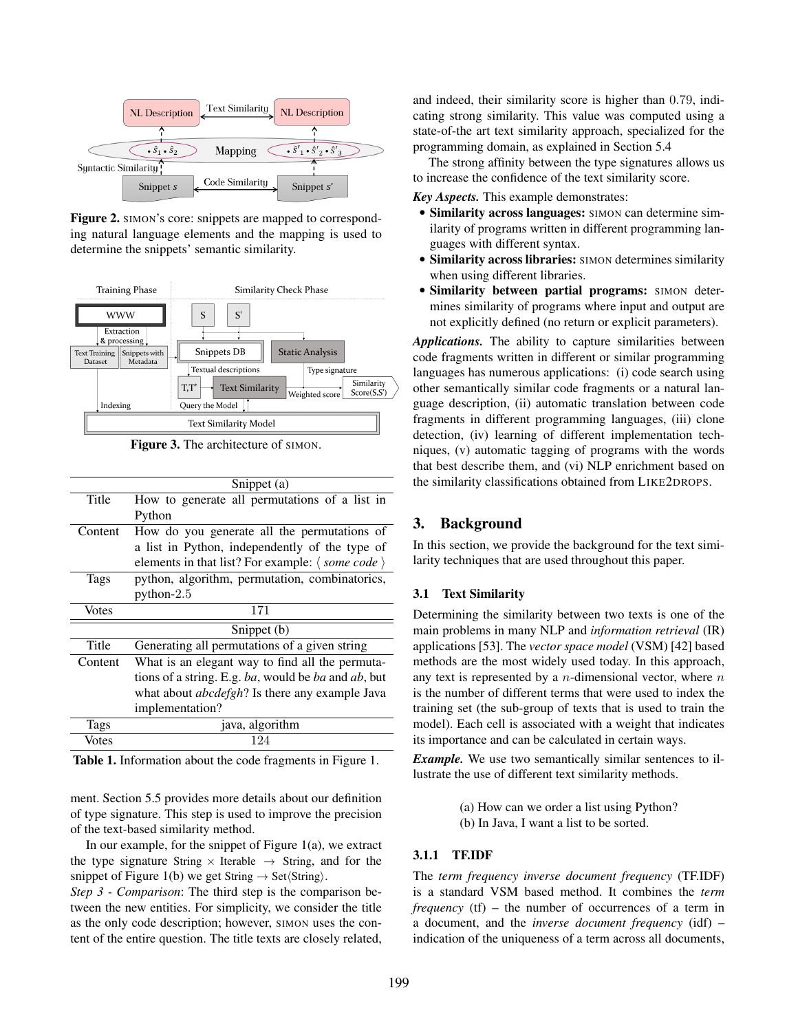Figure 2. SIMON's core: snippets are mapped to corresponding natural language elements and the mapping is used to determine the snippets' semantic similarity.

Figure 3. The architecture of SIMON.

| | Snippet (a) |
|---|---|
| Title | How to generate all permutations of a list in Python |
| Content | How do you generate all the permutations of a list in Python, independently of the type of elements in that list? For example: ⟨ *some code* ⟩ |
| Tags | python, algorithm, permutation, combinatorics, python-2.5 |
| Votes | 171 |
| | **Snippet (b)** |
| Title | Generating all permutations of a given string |
| Content | What is an elegant way to find all the permutations of a string. E.g. *ba*, would be *ba* and *ab*, but what about *abcdefgh*? Is there any example Java implementation? |
| Tags | java, algorithm |
| Votes | 124 |

**Table 1.** Information about the code fragments in Figure 1.

ment. Section 5.5 provides more details about our definition of type signature. This step is used to improve the precision of the text-based similarity method.

In our example, for the snippet of Figure 1(a), we extract the type signature String $\times$ Iterable $\rightarrow$ String, and for the snippet of Figure 1(b) we get String $\rightarrow$ Set⟨String⟩.

*Step 3 - Comparison*: The third step is the comparison between the new entities. For simplicity, we consider the title as the only code description; however, SIMON uses the content of the entire question. The title texts are closely related, and indeed, their similarity score is higher than 0.79, indicating strong similarity. This value was computed using a state-of-the art text similarity approach, specialized for the programming domain, as explained in Section 5.4

The strong affinity between the type signatures allows us to increase the confidence of the text similarity score.

***Key Aspects.*** This example demonstrates:

- **Similarity across languages:** SIMON can determine similarity of programs written in different programming languages with different syntax.
- **Similarity across libraries:** SIMON determines similarity when using different libraries.
- **Similarity between partial programs:** SIMON determines similarity of programs where input and output are not explicitly defined (no return or explicit parameters).

***Applications.*** The ability to capture similarities between code fragments written in different or similar programming languages has numerous applications: (i) code search using other semantically similar code fragments or a natural language description, (ii) automatic translation between code fragments in different programming languages, (iii) clone detection, (iv) learning of different implementation techniques, (v) automatic tagging of programs with the words that best describe them, and (vi) NLP enrichment based on the similarity classifications obtained from LIKE2DROPS.

## 3. Background

In this section, we provide the background for the text similarity techniques that are used throughout this paper.

### 3.1 Text Similarity

Determining the similarity between two texts is one of the main problems in many NLP and *information retrieval* (IR) applications [53]. The *vector space model* (VSM) [42] based methods are the most widely used today. In this approach, any text is represented by a $n$-dimensional vector, where $n$ is the number of different terms that were used to index the training set (the sub-group of texts that is used to train the model). Each cell is associated with a weight that indicates its importance and can be calculated in certain ways.

***Example.*** We use two semantically similar sentences to illustrate the use of different text similarity methods.

(a) How can we order a list using Python?
(b) In Java, I want a list to be sorted.

#### 3.1.1 TF.IDF

The *term frequency inverse document frequency* (TF.IDF) is a standard VSM based method. It combines the *term frequency* (tf) – the number of occurrences of a term in a document, and the *inverse document frequency* (idf) – indication of the uniqueness of a term across all documents,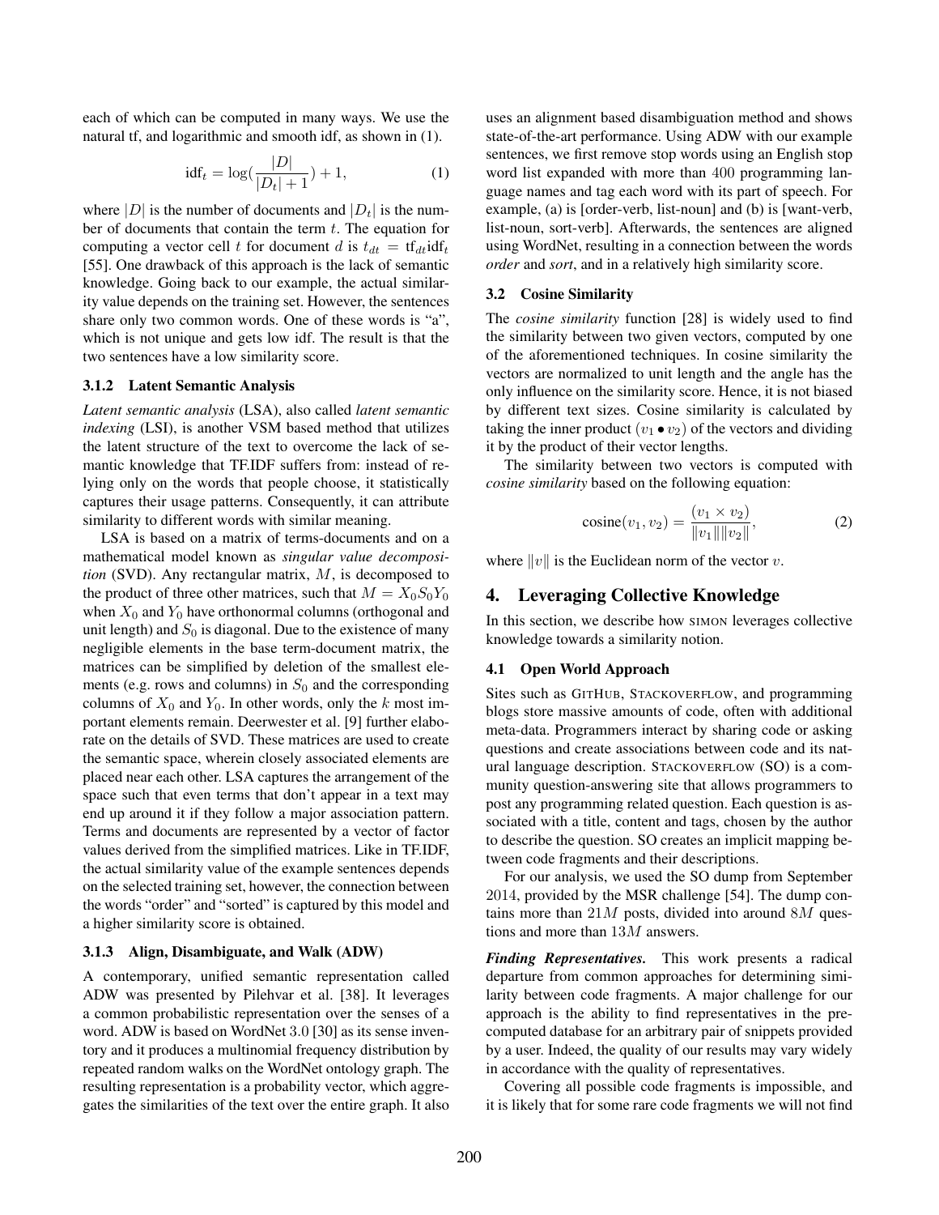each of which can be computed in many ways. We use the natural tf, and logarithmic and smooth idf, as shown in (1).

$$\text{idf}_t = \log(\frac{|D|}{|D_t|+1}) + 1, \tag{1}$$

where $|D|$ is the number of documents and $|D_t|$ is the number of documents that contain the term $t$. The equation for computing a vector cell $t$ for document $d$ is $t_{dt} = \text{tf}_{dt}\text{idf}_t$ [55]. One drawback of this approach is the lack of semantic knowledge. Going back to our example, the actual similarity value depends on the training set. However, the sentences share only two common words. One of these words is "a", which is not unique and gets low idf. The result is that the two sentences have a low similarity score.

#### 3.1.2 Latent Semantic Analysis

*Latent semantic analysis* (LSA), also called *latent semantic indexing* (LSI), is another VSM based method that utilizes the latent structure of the text to overcome the lack of semantic knowledge that TF.IDF suffers from: instead of relying only on the words that people choose, it statistically captures their usage patterns. Consequently, it can attribute similarity to different words with similar meaning.

LSA is based on a matrix of terms-documents and on a mathematical model known as *singular value decomposition* (SVD). Any rectangular matrix, $M$, is decomposed to the product of three other matrices, such that $M = X_0 S_0 Y_0$ when $X_0$ and $Y_0$ have orthonormal columns (orthogonal and unit length) and $S_0$ is diagonal. Due to the existence of many negligible elements in the base term-document matrix, the matrices can be simplified by deletion of the smallest elements (e.g. rows and columns) in $S_0$ and the corresponding columns of $X_0$ and $Y_0$. In other words, only the $k$ most important elements remain. Deerwester et al. [9] further elaborate on the details of SVD. These matrices are used to create the semantic space, wherein closely associated elements are placed near each other. LSA captures the arrangement of the space such that even terms that don't appear in a text may end up around it if they follow a major association pattern. Terms and documents are represented by a vector of factor values derived from the simplified matrices. Like in TF.IDF, the actual similarity value of the example sentences depends on the selected training set, however, the connection between the words "order" and "sorted" is captured by this model and a higher similarity score is obtained.

#### 3.1.3 Align, Disambiguate, and Walk (ADW)

A contemporary, unified semantic representation called ADW was presented by Pilehvar et al. [38]. It leverages a common probabilistic representation over the senses of a word. ADW is based on WordNet 3.0 [30] as its sense inventory and it produces a multinomial frequency distribution by repeated random walks on the WordNet ontology graph. The resulting representation is a probability vector, which aggregates the similarities of the text over the entire graph. It also uses an alignment based disambiguation method and shows state-of-the-art performance. Using ADW with our example sentences, we first remove stop words using an English stop word list expanded with more than 400 programming language names and tag each word with its part of speech. For example, (a) is [order-verb, list-noun] and (b) is [want-verb, list-noun, sort-verb]. Afterwards, the sentences are aligned using WordNet, resulting in a connection between the words *order* and *sort*, and in a relatively high similarity score.

### 3.2 Cosine Similarity

The *cosine similarity* function [28] is widely used to find the similarity between two given vectors, computed by one of the aforementioned techniques. In cosine similarity the vectors are normalized to unit length and the angle has the only influence on the similarity score. Hence, it is not biased by different text sizes. Cosine similarity is calculated by taking the inner product ($v_1 \bullet v_2$) of the vectors and dividing it by the product of their vector lengths.

The similarity between two vectors is computed with *cosine similarity* based on the following equation:

$$\text{cosine}(v_1, v_2) = \frac{(v_1 \times v_2)}{\|v_1\|\|v_2\|}, \tag{2}$$

where $\|v\|$ is the Euclidean norm of the vector $v$.

## 4. Leveraging Collective Knowledge

In this section, we describe how SIMON leverages collective knowledge towards a similarity notion.

### 4.1 Open World Approach

Sites such as GITHUB, STACKOVERFLOW, and programming blogs store massive amounts of code, often with additional meta-data. Programmers interact by sharing code or asking questions and create associations between code and its natural language description. STACKOVERFLOW (SO) is a community question-answering site that allows programmers to post any programming related question. Each question is associated with a title, content and tags, chosen by the author to describe the question. SO creates an implicit mapping between code fragments and their descriptions.

For our analysis, we used the SO dump from September 2014, provided by the MSR challenge [54]. The dump contains more than $21M$ posts, divided into around $8M$ questions and more than $13M$ answers.

***Finding Representatives.*** This work presents a radical departure from common approaches for determining similarity between code fragments. A major challenge for our approach is the ability to find representatives in the pre-computed database for an arbitrary pair of snippets provided by a user. Indeed, the quality of our results may vary widely in accordance with the quality of representatives.

Covering all possible code fragments is impossible, and it is likely that for some rare code fragments we will not find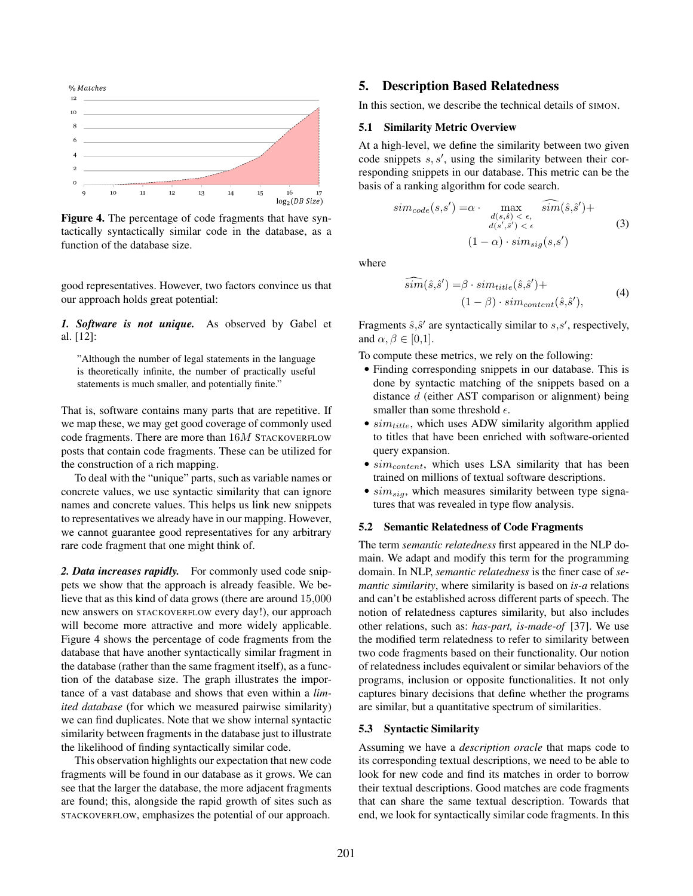Figure 4. The percentage of code fragments that have syntactically syntactically similar code in the database, as a function of the database size.

good representatives. However, two factors convince us that our approach holds great potential:

***1. Software is not unique.*** As observed by Gabel et al. [12]:

> "Although the number of legal statements in the language is theoretically infinite, the number of practically useful statements is much smaller, and potentially finite."

That is, software contains many parts that are repetitive. If we map these, we may get good coverage of commonly used code fragments. There are more than $16M$ STACKOVERFLOW posts that contain code fragments. These can be utilized for the construction of a rich mapping.

To deal with the "unique" parts, such as variable names or concrete values, we use syntactic similarity that can ignore names and concrete values. This helps us link new snippets to representatives we already have in our mapping. However, we cannot guarantee good representatives for any arbitrary rare code fragment that one might think of.

***2. Data increases rapidly.*** For commonly used code snippets we show that the approach is already feasible. We believe that as this kind of data grows (there are around $15{,}000$ new answers on STACKOVERFLOW every day!), our approach will become more attractive and more widely applicable. Figure 4 shows the percentage of code fragments from the database that have another syntactically similar fragment in the database (rather than the same fragment itself), as a function of the database size. The graph illustrates the importance of a vast database and shows that even within a *limited database* (for which we measured pairwise similarity) we can find duplicates. Note that we show internal syntactic similarity between fragments in the database just to illustrate the likelihood of finding syntactically similar code.

This observation highlights our expectation that new code fragments will be found in our database as it grows. We can see that the larger the database, the more adjacent fragments are found; this, alongside the rapid growth of sites such as STACKOVERFLOW, emphasizes the potential of our approach.

## 5. Description Based Relatedness

In this section, we describe the technical details of SIMON.

### 5.1 Similarity Metric Overview

At a high-level, we define the similarity between two given code snippets $s, s'$, using the similarity between their corresponding snippets in our database. This metric can be the basis of a ranking algorithm for code search.

$$
\begin{aligned}
sim_{code}(s,s') =& \alpha \cdot \max_{\substack{d(s,\hat{s}) < \epsilon, \\ d(s',\hat{s}') < \epsilon}} \widehat{sim}(\hat{s},\hat{s}') + \\
& (1-\alpha) \cdot sim_{sig}(s,s')
\end{aligned}
\tag{3}
$$

where

$$
\begin{aligned}
\widehat{sim}(\hat{s},\hat{s}') =& \beta \cdot sim_{title}(\hat{s},\hat{s}') + \\
& (1-\beta) \cdot sim_{content}(\hat{s},\hat{s}'),
\end{aligned}
\tag{4}
$$

Fragments $\hat{s},\hat{s}'$ are syntactically similar to $s,s'$, respectively, and $\alpha, \beta \in [0,1]$.

To compute these metrics, we rely on the following:

- Finding corresponding snippets in our database. This is done by syntactic matching of the snippets based on a distance $d$ (either AST comparison or alignment) being smaller than some threshold $\epsilon$.
- $sim_{title}$, which uses ADW similarity algorithm applied to titles that have been enriched with software-oriented query expansion.
- $sim_{content}$, which uses LSA similarity that has been trained on millions of textual software descriptions.
- $sim_{sig}$, which measures similarity between type signatures that was revealed in type flow analysis.

### 5.2 Semantic Relatedness of Code Fragments

The term *semantic relatedness* first appeared in the NLP domain. We adapt and modify this term for the programming domain. In NLP, *semantic relatedness* is the finer case of *semantic similarity*, where similarity is based on *is-a* relations and can't be established across different parts of speech. The notion of relatedness captures similarity, but also includes other relations, such as: *has-part, is-made-of* [37]. We use the modified term relatedness to refer to similarity between two code fragments based on their functionality. Our notion of relatedness includes equivalent or similar behaviors of the programs, inclusion or opposite functionalities. It not only captures binary decisions that define whether the programs are similar, but a quantitative spectrum of similarities.

### 5.3 Syntactic Similarity

Assuming we have a *description oracle* that maps code to its corresponding textual descriptions, we need to be able to look for new code and find its matches in order to borrow their textual descriptions. Good matches are code fragments that can share the same textual description. Towards that end, we look for syntactically similar code fragments. In this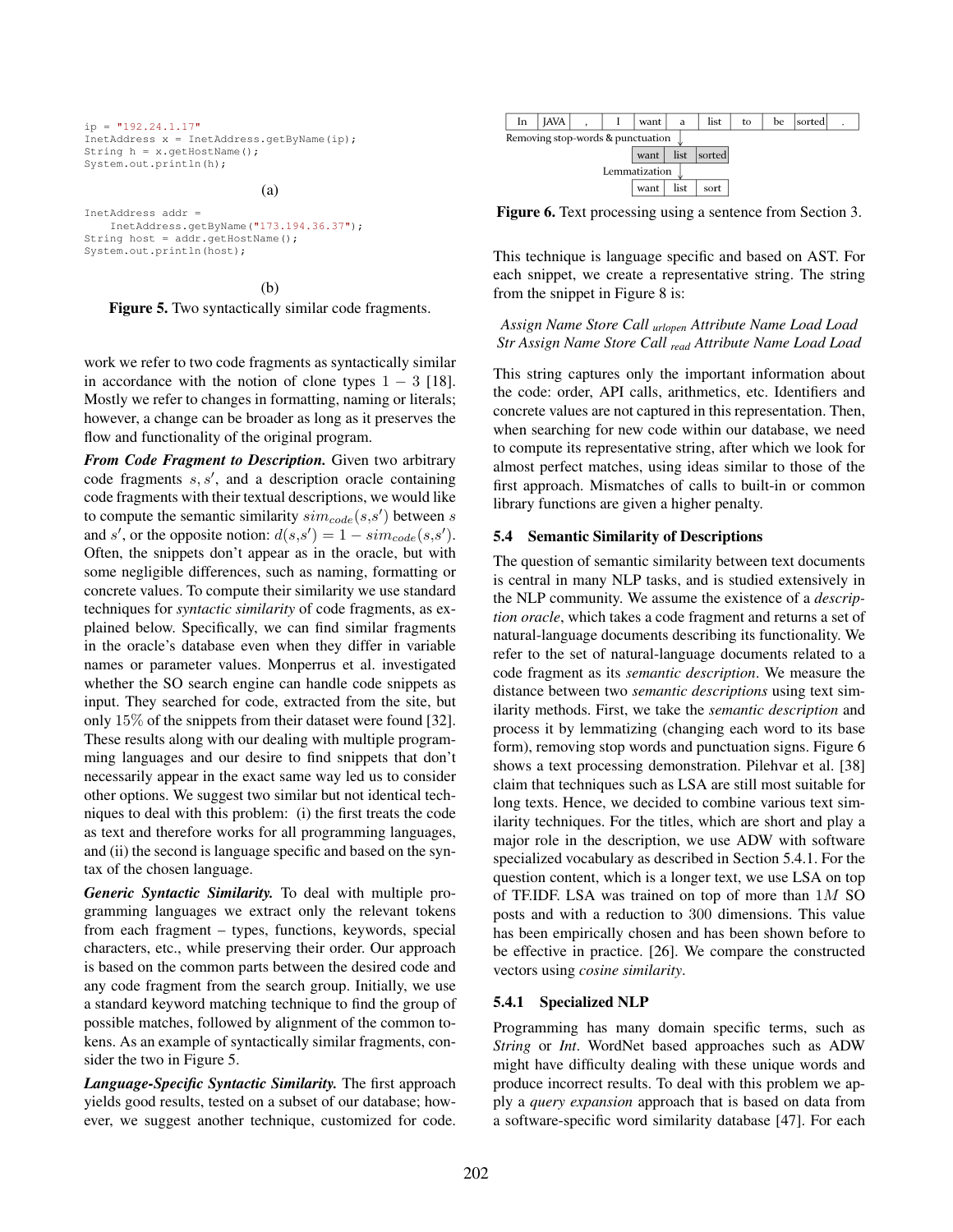```
ip = "192.24.1.17"
InetAddress x = InetAddress.getByName(ip);
String h = x.getHostName();
System.out.println(h);
```

(a)

```
InetAddress addr =
    InetAddress.getByName("173.194.36.37");
String host = addr.getHostName();
System.out.println(host);
```

(b)

**Figure 5.** Two syntactically similar code fragments.

work we refer to two code fragments as syntactically similar in accordance with the notion of clone types $1 - 3$ [18]. Mostly we refer to changes in formatting, naming or literals; however, a change can be broader as long as it preserves the flow and functionality of the original program.

***From Code Fragment to Description.*** Given two arbitrary code fragments $s, s'$, and a description oracle containing code fragments with their textual descriptions, we would like to compute the semantic similarity $sim_{code}(s,s')$ between $s$ and $s'$, or the opposite notion: $d(s,s') = 1 - sim_{code}(s,s')$. Often, the snippets don't appear as in the oracle, but with some negligible differences, such as naming, formatting or concrete values. To compute their similarity we use standard techniques for *syntactic similarity* of code fragments, as explained below. Specifically, we can find similar fragments in the oracle's database even when they differ in variable names or parameter values. Monperrus et al. investigated whether the SO search engine can handle code snippets as input. They searched for code, extracted from the site, but only 15% of the snippets from their dataset were found [32]. These results along with our dealing with multiple programming languages and our desire to find snippets that don't necessarily appear in the exact same way led us to consider other options. We suggest two similar but not identical techniques to deal with this problem: (i) the first treats the code as text and therefore works for all programming languages, and (ii) the second is language specific and based on the syntax of the chosen language.

***Generic Syntactic Similarity.*** To deal with multiple programming languages we extract only the relevant tokens from each fragment – types, functions, keywords, special characters, etc., while preserving their order. Our approach is based on the common parts between the desired code and any code fragment from the search group. Initially, we use a standard keyword matching technique to find the group of possible matches, followed by alignment of the common tokens. As an example of syntactically similar fragments, consider the two in Figure 5.

***Language-Specific Syntactic Similarity.*** The first approach yields good results, tested on a subset of our database; however, we suggest another technique, customized for code.

| In | JAVA | , | I | want | a | list | to | be | sorted | . |
|---|---|---|---|---|---|---|---|---|---|---|

Removing stop-words & punctuation ↓

| want | list | sorted |
|---|---|---|

Lemmatization ↓

| want | list | sort |
|---|---|---|

**Figure 6.** Text processing using a sentence from Section 3.

This technique is language specific and based on AST. For each snippet, we create a representative string. The string from the snippet in Figure 8 is:

*Assign Name Store Call* $_{urlopen}$ *Attribute Name Load Load Str Assign Name Store Call* $_{read}$ *Attribute Name Load Load*

This string captures only the important information about the code: order, API calls, arithmetics, etc. Identifiers and concrete values are not captured in this representation. Then, when searching for new code within our database, we need to compute its representative string, after which we look for almost perfect matches, using ideas similar to those of the first approach. Mismatches of calls to built-in or common library functions are given a higher penalty.

### 5.4 Semantic Similarity of Descriptions

The question of semantic similarity between text documents is central in many NLP tasks, and is studied extensively in the NLP community. We assume the existence of a *description oracle*, which takes a code fragment and returns a set of natural-language documents describing its functionality. We refer to the set of natural-language documents related to a code fragment as its *semantic description*. We measure the distance between two *semantic descriptions* using text similarity methods. First, we take the *semantic description* and process it by lemmatizing (changing each word to its base form), removing stop words and punctuation signs. Figure 6 shows a text processing demonstration. Pilehvar et al. [38] claim that techniques such as LSA are still most suitable for long texts. Hence, we decided to combine various text similarity techniques. For the titles, which are short and play a major role in the description, we use ADW with software specialized vocabulary as described in Section 5.4.1. For the question content, which is a longer text, we use LSA on top of TF.IDF. LSA was trained on top of more than $1M$ SO posts and with a reduction to 300 dimensions. This value has been empirically chosen and has been shown before to be effective in practice. [26]. We compare the constructed vectors using *cosine similarity*.

#### 5.4.1 Specialized NLP

Programming has many domain specific terms, such as *String* or *Int*. WordNet based approaches such as ADW might have difficulty dealing with these unique words and produce incorrect results. To deal with this problem we apply a *query expansion* approach that is based on data from a software-specific word similarity database [47]. For each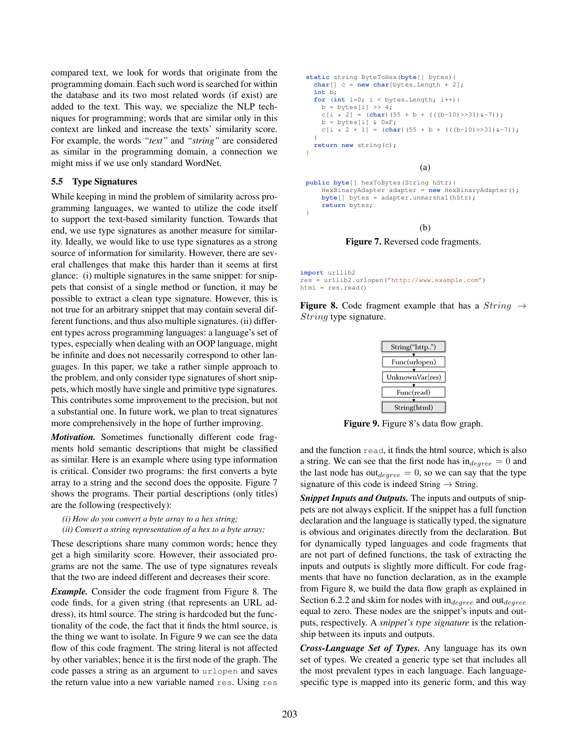compared text, we look for words that originate from the programming domain. Each such word is searched for within the database and its two most related words (if exist) are added to the text. This way, we specialize the NLP techniques for programming; words that are similar only in this context are linked and increase the texts' similarity score. For example, the words *"text"* and *"string"* are considered as similar in the programming domain, a connection we might miss if we use only standard WordNet.

### 5.5 Type Signatures

While keeping in mind the problem of similarity across programming languages, we wanted to utilize the code itself to support the text-based similarity function. Towards that end, we use type signatures as another measure for similarity. Ideally, we would like to use type signatures as a strong source of information for similarity. However, there are several challenges that make this harder than it seems at first glance: (i) multiple signatures in the same snippet: for snippets that consist of a single method or function, it may be possible to extract a clean type signature. However, this is not true for an arbitrary snippet that may contain several different functions, and thus also multiple signatures. (ii) different types across programming languages: a language's set of types, especially when dealing with an OOP language, might be infinite and does not necessarily correspond to other languages. In this paper, we take a rather simple approach to the problem, and only consider type signatures of short snippets, which mostly have single and primitive type signatures. This contributes some improvement to the precision, but not a substantial one. In future work, we plan to treat signatures more comprehensively in the hope of further improving.

***Motivation.*** Sometimes functionally different code fragments hold semantic descriptions that might be classified as similar. Here is an example where using type information is critical. Consider two programs: the first converts a byte array to a string and the second does the opposite. Figure 7 shows the programs. Their partial descriptions (only titles) are the following (respectively):

*(i) How do you convert a byte array to a hex string;*
*(ii) Convert a string representation of a hex to a byte array;*

These descriptions share many common words; hence they get a high similarity score. However, their associated programs are not the same. The use of type signatures reveals that the two are indeed different and decreases their score.

***Example.*** Consider the code fragment from Figure 8. The code finds, for a given string (that represents an URL address), its html source. The string is hardcoded but the functionality of the code, the fact that it finds the html source, is the thing we want to isolate. In Figure 9 we can see the data flow of this code fragment. The string literal is not affected by other variables; hence it is the first node of the graph. The code passes a string as an argument to `urlopen` and saves the return value into a new variable named `res`. Using `res` and the function `read`, it finds the html source, which is also a string. We can see that the first node has $\text{in}_{degree} = 0$ and the last node has $\text{out}_{degree} = 0$, so we can say that the type signature of this code is indeed String $\rightarrow$ String.

```
static string ByteToHex(byte[] bytes){
  char[] c = new char[bytes.Length * 2];
  int b;
  for (int i=0; i < bytes.Length; i++){
    b = bytes[i] >> 4;
    c[i * 2] = (char)(55 + b + (((b-10)>>31)&-7));
    b = bytes[i] & 0xF;
    c[i * 2 + 1] = (char)(55 + b + (((b-10)>>31)&-7));
  }
  return new string(c);
}
```

(a)

```
public byte[] hexToBytes(String hStr){
    HexBinaryAdapter adapter = new HexBinaryAdapter();
    byte[] bytes = adapter.unmarshal(hStr);
    return bytes;
}
```

(b)

**Figure 7.** Reversed code fragments.

```
import urllib2
res = urllib2.urlopen('http://www.example.com')
html = res.read()
```

**Figure 8.** Code fragment example that has a $String \rightarrow String$ type signature.

String("http..")
Func(urlopen)
UnknownVar(res)
Func(read)
String(html)

**Figure 9.** Figure 8's data flow graph.

***Snippet Inputs and Outputs.*** The inputs and outputs of snippets are not always explicit. If the snippet has a full function declaration and the language is statically typed, the signature is obvious and originates directly from the declaration. But for dynamically typed languages and code fragments that are not part of defined functions, the task of extracting the inputs and outputs is slightly more difficult. For code fragments that have no function declaration, as in the example from Figure 8, we build the data flow graph as explained in Section 6.2.2 and skim for nodes with $\text{in}_{degree}$ and $\text{out}_{degree}$ equal to zero. These nodes are the snippet's inputs and outputs, respectively. A *snippet's type signature* is the relationship between its inputs and outputs.

***Cross-Language Set of Types.*** Any language has its own set of types. We created a generic type set that includes all the most prevalent types in each language. Each language-specific type is mapped into its generic form, and this way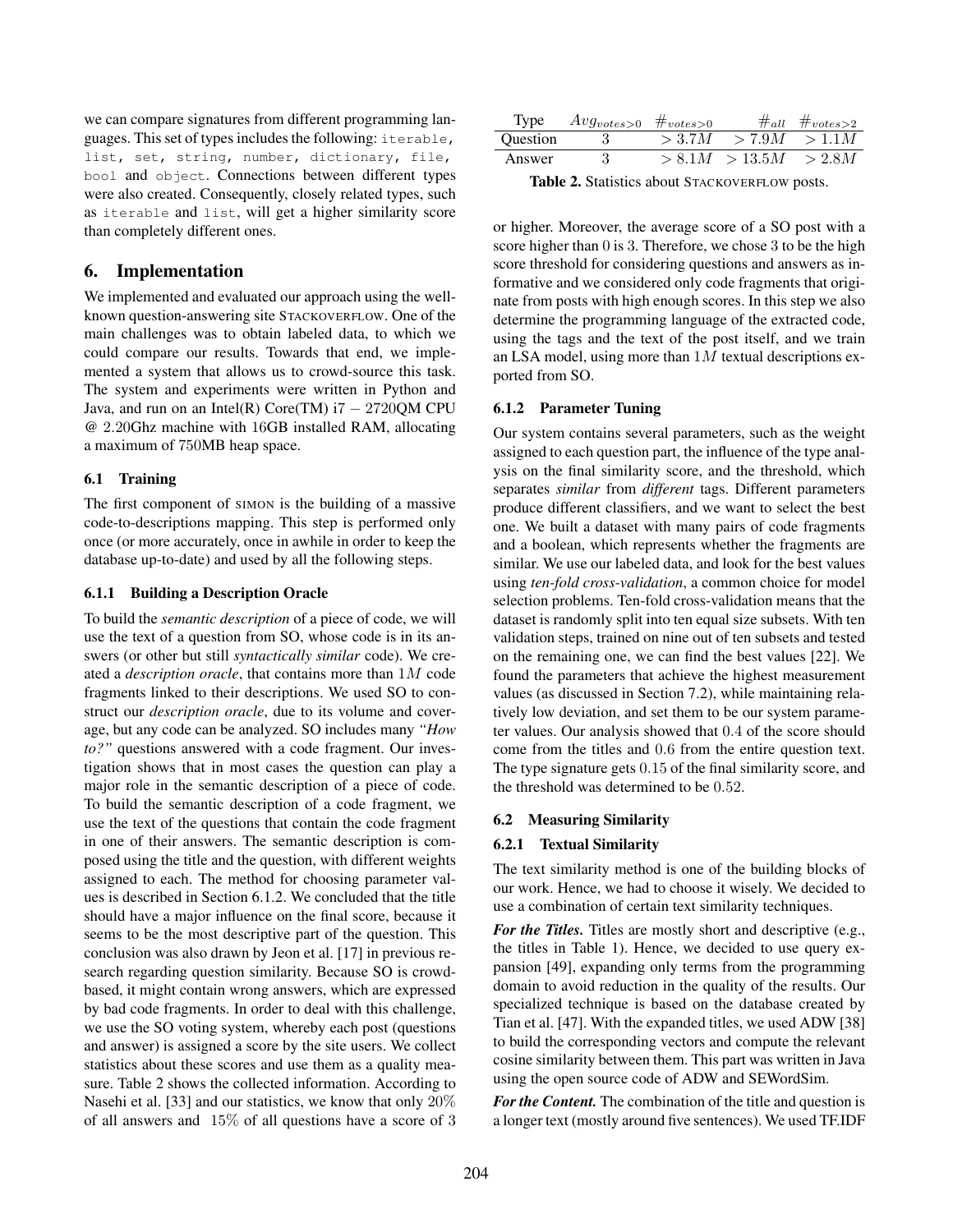we can compare signatures from different programming languages. This set of types includes the following: `iterable`, `list`, `set`, `string`, `number`, `dictionary`, `file`, `bool` and `object`. Connections between different types were also created. Consequently, closely related types, such as `iterable` and `list`, will get a higher similarity score than completely different ones.

## 6. Implementation

We implemented and evaluated our approach using the well-known question-answering site STACKOVERFLOW. One of the main challenges was to obtain labeled data, to which we could compare our results. Towards that end, we implemented a system that allows us to crowd-source this task. The system and experiments were written in Python and Java, and run on an Intel(R) Core(TM) i7 $-$ 2720QM CPU @ 2.20Ghz machine with 16GB installed RAM, allocating a maximum of 750MB heap space.

### 6.1 Training

The first component of SIMON is the building of a massive code-to-descriptions mapping. This step is performed only once (or more accurately, once in awhile in order to keep the database up-to-date) and used by all the following steps.

#### 6.1.1 Building a Description Oracle

To build the *semantic description* of a piece of code, we will use the text of a question from SO, whose code is in its answers (or other but still *syntactically similar* code). We created a *description oracle*, that contains more than $1M$ code fragments linked to their descriptions. We used SO to construct our *description oracle*, due to its volume and coverage, but any code can be analyzed. SO includes many *"How to?"* questions answered with a code fragment. Our investigation shows that in most cases the question can play a major role in the semantic description of a piece of code. To build the semantic description of a code fragment, we use the text of the questions that contain the code fragment in one of their answers. The semantic description is composed using the title and the question, with different weights assigned to each. The method for choosing parameter values is described in Section 6.1.2. We concluded that the title should have a major influence on the final score, because it seems to be the most descriptive part of the question. This conclusion was also drawn by Jeon et al. [17] in previous research regarding question similarity. Because SO is crowd-based, it might contain wrong answers, which are expressed by bad code fragments. In order to deal with this challenge, we use the SO voting system, whereby each post (questions and answer) is assigned a score by the site users. We collect statistics about these scores and use them as a quality measure. Table 2 shows the collected information. According to Nasehi et al. [33] and our statistics, we know that only 20% of all answers and 15% of all questions have a score of 3 or higher. Moreover, the average score of a SO post with a score higher than 0 is 3. Therefore, we chose 3 to be the high score threshold for considering questions and answers as informative and we considered only code fragments that originate from posts with high enough scores. In this step we also determine the programming language of the extracted code, using the tags and the text of the post itself, and we train an LSA model, using more than $1M$ textual descriptions exported from SO.

| Type | $Avg_{votes>0}$ | $\#_{votes>0}$ | $\#_{all}$ | $\#_{votes>2}$ |
|---|---|---|---|---|
| Question | 3 | $>3.7M$ | $>7.9M$ | $>1.1M$ |
| Answer | 3 | $>8.1M$ | $>13.5M$ | $>2.8M$ |

**Table 2.** Statistics about STACKOVERFLOW posts.

#### 6.1.2 Parameter Tuning

Our system contains several parameters, such as the weight assigned to each question part, the influence of the type analysis on the final similarity score, and the threshold, which separates *similar* from *different* tags. Different parameters produce different classifiers, and we want to select the best one. We built a dataset with many pairs of code fragments and a boolean, which represents whether the fragments are similar. We use our labeled data, and look for the best values using *ten-fold cross-validation*, a common choice for model selection problems. Ten-fold cross-validation means that the dataset is randomly split into ten equal size subsets. With ten validation steps, trained on nine out of ten subsets and tested on the remaining one, we can find the best values [22]. We found the parameters that achieve the highest measurement values (as discussed in Section 7.2), while maintaining relatively low deviation, and set them to be our system parameter values. Our analysis showed that 0.4 of the score should come from the titles and 0.6 from the entire question text. The type signature gets 0.15 of the final similarity score, and the threshold was determined to be 0.52.

### 6.2 Measuring Similarity

#### 6.2.1 Textual Similarity

The text similarity method is one of the building blocks of our work. Hence, we had to choose it wisely. We decided to use a combination of certain text similarity techniques.

***For the Titles.*** Titles are mostly short and descriptive (e.g., the titles in Table 1). Hence, we decided to use query expansion [49], expanding only terms from the programming domain to avoid reduction in the quality of the results. Our specialized technique is based on the database created by Tian et al. [47]. With the expanded titles, we used ADW [38] to build the corresponding vectors and compute the relevant cosine similarity between them. This part was written in Java using the open source code of ADW and SEWordSim.

***For the Content.*** The combination of the title and question is a longer text (mostly around five sentences). We used TF.IDF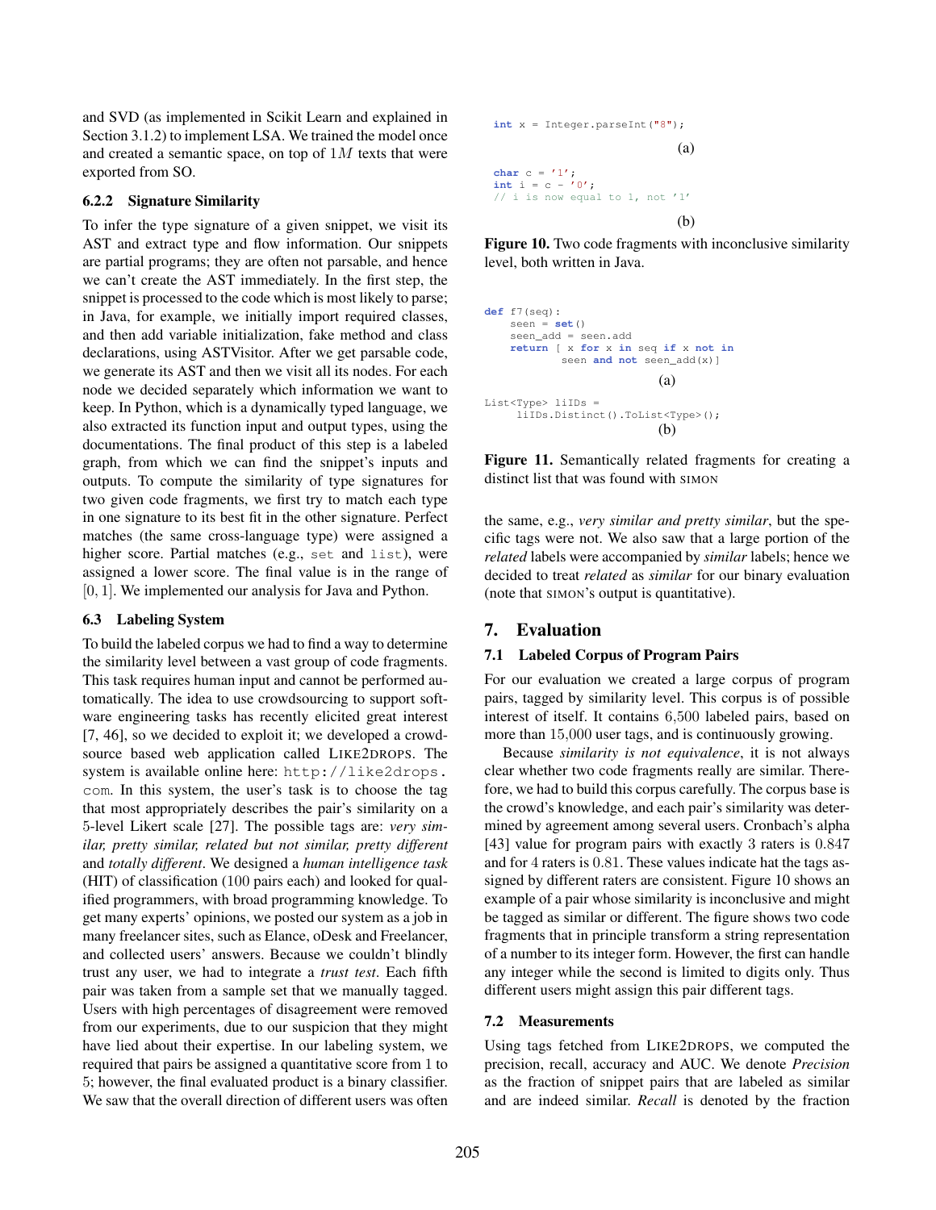and SVD (as implemented in Scikit Learn and explained in Section 3.1.2) to implement LSA. We trained the model once and created a semantic space, on top of $1M$ texts that were exported from SO.

#### 6.2.2 Signature Similarity

To infer the type signature of a given snippet, we visit its AST and extract type and flow information. Our snippets are partial programs; they are often not parsable, and hence we can't create the AST immediately. In the first step, the snippet is processed to the code which is most likely to parse; in Java, for example, we initially import required classes, and then add variable initialization, fake method and class declarations, using ASTVisitor. After we get parsable code, we generate its AST and then we visit all its nodes. For each node we decided separately which information we want to keep. In Python, which is a dynamically typed language, we also extracted its function input and output types, using the documentations. The final product of this step is a labeled graph, from which we can find the snippet's inputs and outputs. To compute the similarity of type signatures for two given code fragments, we first try to match each type in one signature to its best fit in the other signature. Perfect matches (the same cross-language type) were assigned a higher score. Partial matches (e.g., `set` and `list`), were assigned a lower score. The final value is in the range of $[0, 1]$. We implemented our analysis for Java and Python.

### 6.3 Labeling System

To build the labeled corpus we had to find a way to determine the similarity level between a vast group of code fragments. This task requires human input and cannot be performed automatically. The idea to use crowdsourcing to support software engineering tasks has recently elicited great interest [7, 46], so we decided to exploit it; we developed a crowd-source based web application called LIKE2DROPS. The system is available online here: http://like2drops.com. In this system, the user's task is to choose the tag that most appropriately describes the pair's similarity on a 5-level Likert scale [27]. The possible tags are: *very similar, pretty similar, related but not similar, pretty different* and *totally different*. We designed a *human intelligence task* (HIT) of classification (100 pairs each) and looked for qualified programmers, with broad programming knowledge. To get many experts' opinions, we posted our system as a job in many freelancer sites, such as Elance, oDesk and Freelancer, and collected users' answers. Because we couldn't blindly trust any user, we had to integrate a *trust test*. Each fifth pair was taken from a sample set that we manually tagged. Users with high percentages of disagreement were removed from our experiments, due to our suspicion that they might have lied about their expertise. In our labeling system, we required that pairs be assigned a quantitative score from 1 to 5; however, the final evaluated product is a binary classifier. We saw that the overall direction of different users was often

```java
int x = Integer.parseInt("8");
```

(a)

```java
char c = '1';
int i = c - '0';
// i is now equal to 1, not '1'
```

(b)

**Figure 10.** Two code fragments with inconclusive similarity level, both written in Java.

```python
def f7(seq):
    seen = set()
    seen_add = seen.add
    return [ x for x in seq if x not in
             seen and not seen_add(x)]
```

(a)

```csharp
List<Type> liIDs =
    liIDs.Distinct().ToList<Type>();
```

(b)

**Figure 11.** Semantically related fragments for creating a distinct list that was found with SIMON

the same, e.g., *very similar and pretty similar*, but the specific tags were not. We also saw that a large portion of the *related* labels were accompanied by *similar* labels; hence we decided to treat *related* as *similar* for our binary evaluation (note that SIMON's output is quantitative).

## 7. Evaluation

### 7.1 Labeled Corpus of Program Pairs

For our evaluation we created a large corpus of program pairs, tagged by similarity level. This corpus is of possible interest of itself. It contains 6,500 labeled pairs, based on more than 15,000 user tags, and is continuously growing.

Because *similarity is not equivalence*, it is not always clear whether two code fragments really are similar. Therefore, we had to build this corpus carefully. The corpus base is the crowd's knowledge, and each pair's similarity was determined by agreement among several users. Cronbach's alpha [43] value for program pairs with exactly 3 raters is 0.847 and for 4 raters is 0.81. These values indicate hat the tags assigned by different raters are consistent. Figure 10 shows an example of a pair whose similarity is inconclusive and might be tagged as similar or different. The figure shows two code fragments that in principle transform a string representation of a number to its integer form. However, the first can handle any integer while the second is limited to digits only. Thus different users might assign this pair different tags.

### 7.2 Measurements

Using tags fetched from LIKE2DROPS, we computed the precision, recall, accuracy and AUC. We denote *Precision* as the fraction of snippet pairs that are labeled as similar and are indeed similar. *Recall* is denoted by the fraction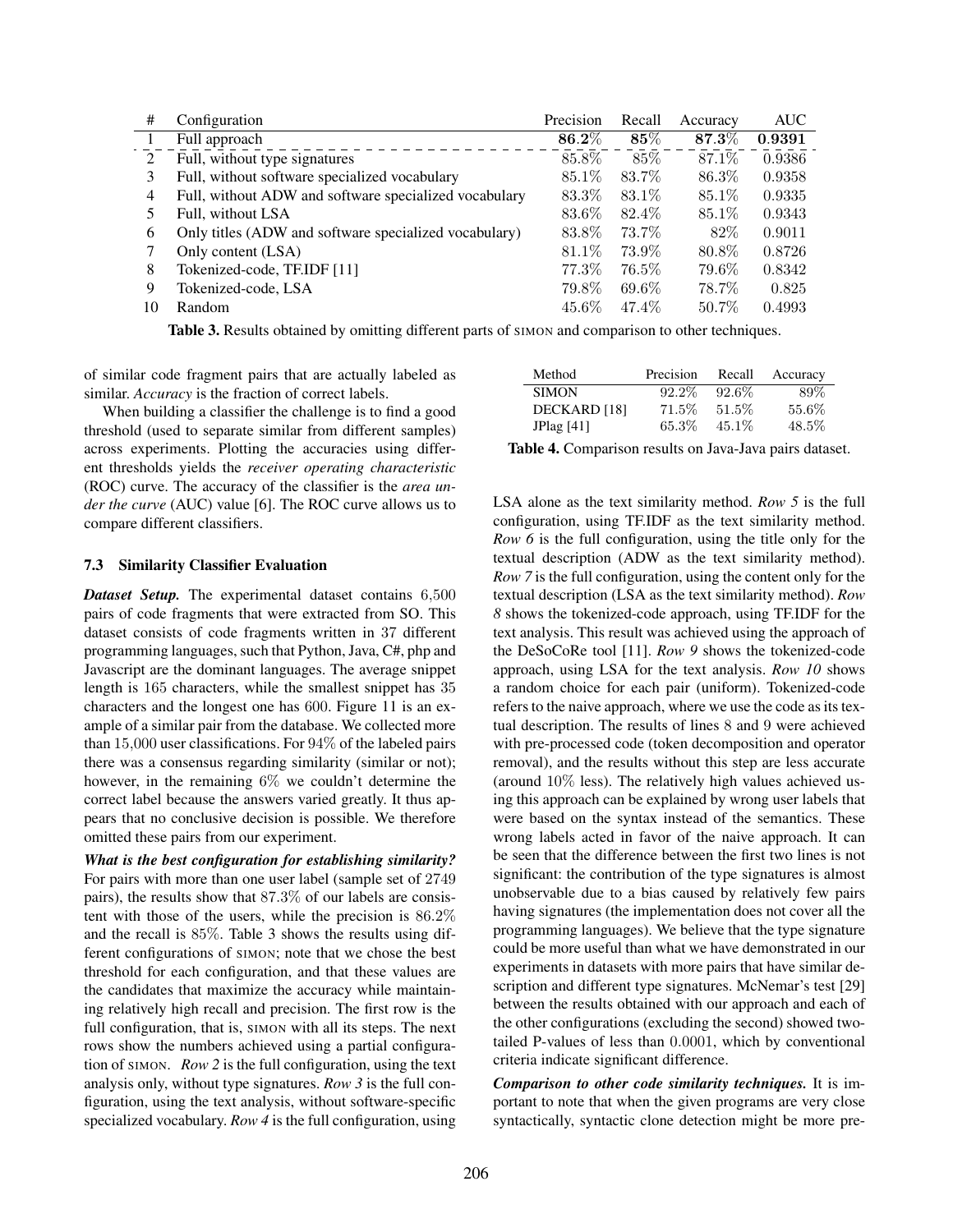| # | Configuration | Precision | Recall | Accuracy | AUC |
|---|---|---|---|---|---|
| 1 | Full approach | **86.2%** | **85%** | **87.3%** | **0.9391** |
| 2 | Full, without type signatures | 85.8% | 85% | 87.1% | 0.9386 |
| 3 | Full, without software specialized vocabulary | 85.1% | 83.7% | 86.3% | 0.9358 |
| 4 | Full, without ADW and software specialized vocabulary | 83.3% | 83.1% | 85.1% | 0.9335 |
| 5 | Full, without LSA | 83.6% | 82.4% | 85.1% | 0.9343 |
| 6 | Only titles (ADW and software specialized vocabulary) | 83.8% | 73.7% | 82% | 0.9011 |
| 7 | Only content (LSA) | 81.1% | 73.9% | 80.8% | 0.8726 |
| 8 | Tokenized-code, TF.IDF [11] | 77.3% | 76.5% | 79.6% | 0.8342 |
| 9 | Tokenized-code, LSA | 79.8% | 69.6% | 78.7% | 0.825 |
| 10 | Random | 45.6% | 47.4% | 50.7% | 0.4993 |

**Table 3.** Results obtained by omitting different parts of SIMON and comparison to other techniques.

of similar code fragment pairs that are actually labeled as similar. *Accuracy* is the fraction of correct labels.

When building a classifier the challenge is to find a good threshold (used to separate similar from different samples) across experiments. Plotting the accuracies using different thresholds yields the *receiver operating characteristic* (ROC) curve. The accuracy of the classifier is the *area under the curve* (AUC) value [6]. The ROC curve allows us to compare different classifiers.

### 7.3 Similarity Classifier Evaluation

***Dataset Setup.*** The experimental dataset contains 6,500 pairs of code fragments that were extracted from SO. This dataset consists of code fragments written in 37 different programming languages, such that Python, Java, C#, php and Javascript are the dominant languages. The average snippet length is 165 characters, while the smallest snippet has 35 characters and the longest one has 600. Figure 11 is an example of a similar pair from the database. We collected more than 15,000 user classifications. For 94% of the labeled pairs there was a consensus regarding similarity (similar or not); however, in the remaining 6% we couldn't determine the correct label because the answers varied greatly. It thus appears that no conclusive decision is possible. We therefore omitted these pairs from our experiment.

***What is the best configuration for establishing similarity?*** For pairs with more than one user label (sample set of 2749 pairs), the results show that 87.3% of our labels are consistent with those of the users, while the precision is 86.2% and the recall is 85%. Table 3 shows the results using different configurations of SIMON; note that we chose the best threshold for each configuration, and that these values are the candidates that maximize the accuracy while maintaining relatively high recall and precision. The first row is the full configuration, that is, SIMON with all its steps. The next rows show the numbers achieved using a partial configuration of SIMON. *Row 2* is the full configuration, using the text analysis only, without type signatures. *Row 3* is the full configuration, using the text analysis, without software-specific specialized vocabulary. *Row 4* is the full configuration, using LSA alone as the text similarity method. *Row 5* is the full configuration, using TF.IDF as the text similarity method. *Row 6* is the full configuration, using the title only for the textual description (ADW as the text similarity method). *Row 7* is the full configuration, using the content only for the textual description (LSA as the text similarity method). *Row 8* shows the tokenized-code approach, using TF.IDF for the text analysis. This result was achieved using the approach of the DeSoCoRe tool [11]. *Row 9* shows the tokenized-code approach, using LSA for the text analysis. *Row 10* shows a random choice for each pair (uniform). Tokenized-code refers to the naive approach, where we use the code as its textual description. The results of lines 8 and 9 were achieved with pre-processed code (token decomposition and operator removal), and the results without this step are less accurate (around 10% less). The relatively high values achieved using this approach can be explained by wrong user labels that were based on the syntax instead of the semantics. These wrong labels acted in favor of the naive approach. It can be seen that the difference between the first two lines is not significant: the contribution of the type signatures is almost unobservable due to a bias caused by relatively few pairs having signatures (the implementation does not cover all the programming languages). We believe that the type signature could be more useful than what we have demonstrated in our experiments in datasets with more pairs that have similar description and different type signatures. McNemar's test [29] between the results obtained with our approach and each of the other configurations (excluding the second) showed two-tailed P-values of less than 0.0001, which by conventional criteria indicate significant difference.

| Method | Precision | Recall | Accuracy |
|---|---|---|---|
| SIMON | 92.2% | 92.6% | 89% |
| DECKARD [18] | 71.5% | 51.5% | 55.6% |
| JPlag [41] | 65.3% | 45.1% | 48.5% |

**Table 4.** Comparison results on Java-Java pairs dataset.

***Comparison to other code similarity techniques.*** It is important to note that when the given programs are very close syntactically, syntactic clone detection might be more pre-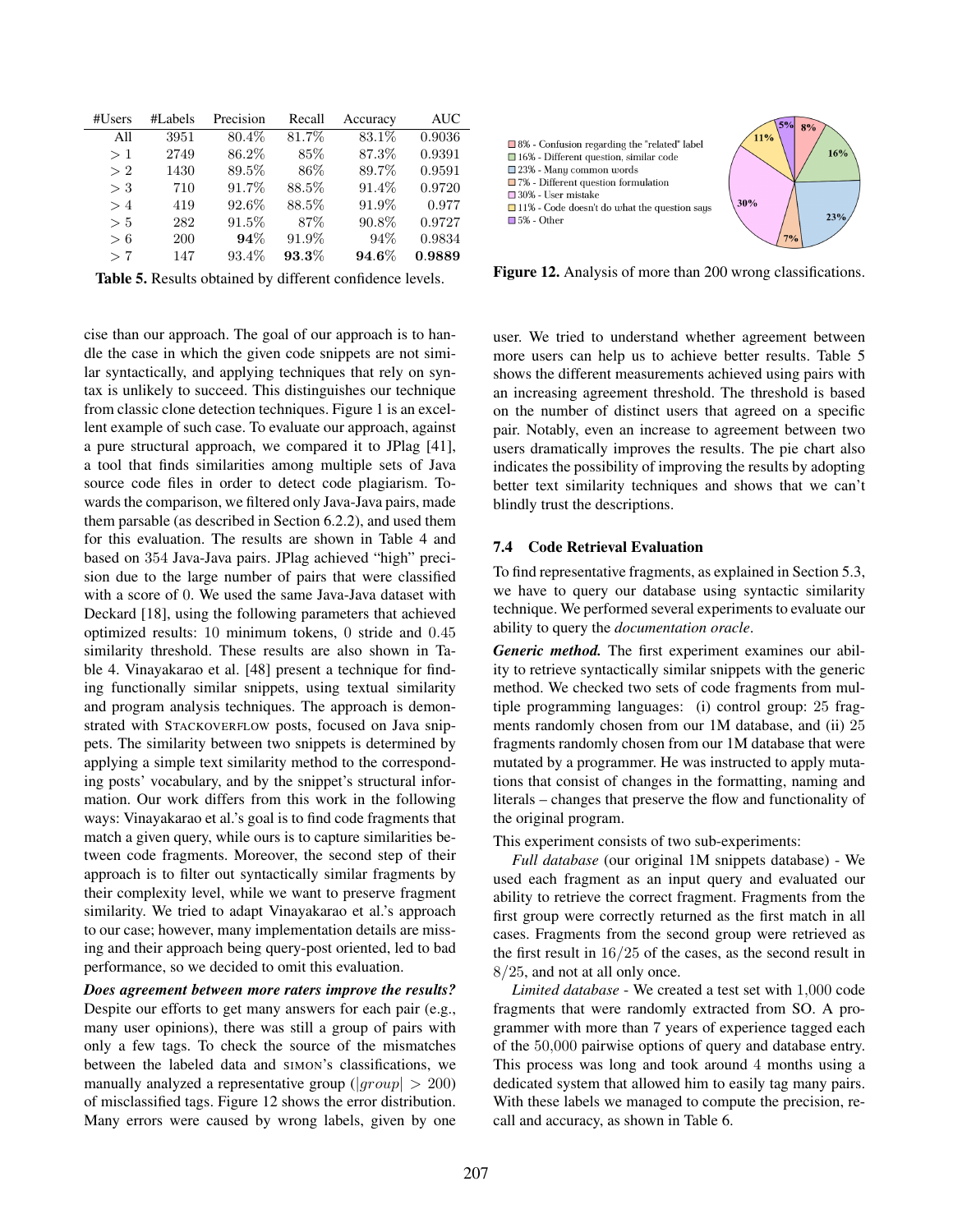| #Users | #Labels | Precision | Recall | Accuracy | AUC |
|---|---|---|---|---|---|
| All | 3951 | 80.4% | 81.7% | 83.1% | 0.9036 |
| $>1$ | 2749 | 86.2% | 85% | 87.3% | 0.9391 |
| $>2$ | 1430 | 89.5% | 86% | 89.7% | 0.9591 |
| $>3$ | 710 | 91.7% | 88.5% | 91.4% | 0.9720 |
| $>4$ | 419 | 92.6% | 88.5% | 91.9% | 0.977 |
| $>5$ | 282 | 91.5% | 87% | 90.8% | 0.9727 |
| $>6$ | 200 | **94%** | 91.9% | 94% | 0.9834 |
| $>7$ | 147 | 93.4% | **93.3%** | **94.6%** | **0.9889** |

**Table 5.** Results obtained by different confidence levels.

- 8% - Confusion regarding the "related" label
- 16% - Different question, similar code
- 23% - Many common words
- 7% - Different question formulation
- 30% - User mistake
- 11% - Code doesn't do what the question says
- 5% - Other

**Figure 12.** Analysis of more than 200 wrong classifications.

cise than our approach. The goal of our approach is to handle the case in which the given code snippets are not similar syntactically, and applying techniques that rely on syntax is unlikely to succeed. This distinguishes our technique from classic clone detection techniques. Figure 1 is an excellent example of such case. To evaluate our approach, against a pure structural approach, we compared it to JPlag [41], a tool that finds similarities among multiple sets of Java source code files in order to detect code plagiarism. Towards the comparison, we filtered only Java-Java pairs, made them parsable (as described in Section 6.2.2), and used them for this evaluation. The results are shown in Table 4 and based on 354 Java-Java pairs. JPlag achieved "high" precision due to the large number of pairs that were classified with a score of 0. We used the same Java-Java dataset with Deckard [18], using the following parameters that achieved optimized results: 10 minimum tokens, 0 stride and 0.45 similarity threshold. These results are also shown in Table 4. Vinayakarao et al. [48] present a technique for finding functionally similar snippets, using textual similarity and program analysis techniques. The approach is demonstrated with STACKOVERFLOW posts, focused on Java snippets. The similarity between two snippets is determined by applying a simple text similarity method to the corresponding posts' vocabulary, and by the snippet's structural information. Our work differs from this work in the following ways: Vinayakarao et al.'s goal is to find code fragments that match a given query, while ours is to capture similarities between code fragments. Moreover, the second step of their approach is to filter out syntactically similar fragments by their complexity level, while we want to preserve fragment similarity. We tried to adapt Vinayakarao et al.'s approach to our case; however, many implementation details are missing and their approach being query-post oriented, led to bad performance, so we decided to omit this evaluation.

***Does agreement between more raters improve the results?*** Despite our efforts to get many answers for each pair (e.g., many user opinions), there was still a group of pairs with only a few tags. To check the source of the mismatches between the labeled data and SIMON's classifications, we manually analyzed a representative group ($|group| > 200$) of misclassified tags. Figure 12 shows the error distribution. Many errors were caused by wrong labels, given by one user. We tried to understand whether agreement between more users can help us to achieve better results. Table 5 shows the different measurements achieved using pairs with an increasing agreement threshold. The threshold is based on the number of distinct users that agreed on a specific pair. Notably, even an increase to agreement between two users dramatically improves the results. The pie chart also indicates the possibility of improving the results by adopting better text similarity techniques and shows that we can't blindly trust the descriptions.

### 7.4 Code Retrieval Evaluation

To find representative fragments, as explained in Section 5.3, we have to query our database using syntactic similarity technique. We performed several experiments to evaluate our ability to query the *documentation oracle*.

***Generic method.*** The first experiment examines our ability to retrieve syntactically similar snippets with the generic method. We checked two sets of code fragments from multiple programming languages: (i) control group: 25 fragments randomly chosen from our 1M database, and (ii) 25 fragments randomly chosen from our 1M database that were mutated by a programmer. He was instructed to apply mutations that consist of changes in the formatting, naming and literals – changes that preserve the flow and functionality of the original program.

This experiment consists of two sub-experiments:

*Full database* (our original 1M snippets database) - We used each fragment as an input query and evaluated our ability to retrieve the correct fragment. Fragments from the first group were correctly returned as the first match in all cases. Fragments from the second group were retrieved as the first result in $16/25$ of the cases, as the second result in $8/25$, and not at all only once.

*Limited database* - We created a test set with 1,000 code fragments that were randomly extracted from SO. A programmer with more than 7 years of experience tagged each of the 50,000 pairwise options of query and database entry. This process was long and took around 4 months using a dedicated system that allowed him to easily tag many pairs. With these labels we managed to compute the precision, recall and accuracy, as shown in Table 6.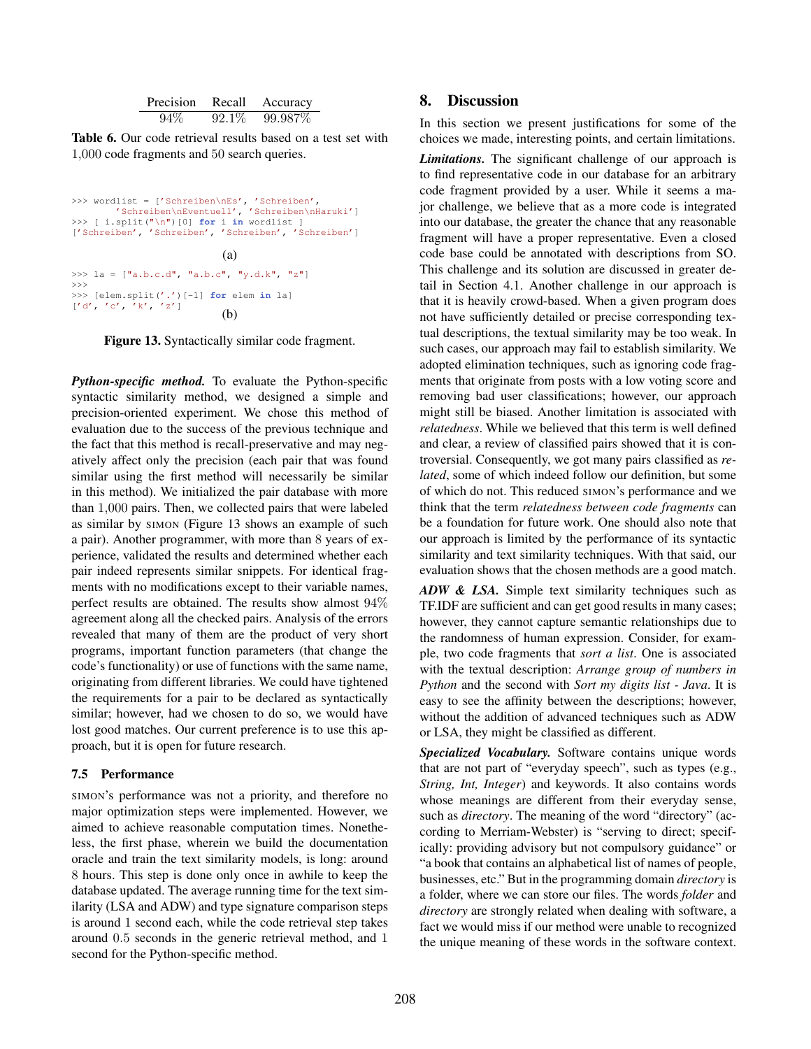| Precision | Recall | Accuracy |
|---|---|---|
| 94% | 92.1% | 99.987% |

**Table 6.** Our code retrieval results based on a test set with 1,000 code fragments and 50 search queries.

```
>>> wordlist = ['Schreiben\nEs', 'Schreiben',
       'Schreiben\nEventuell', 'Schreiben\nHaruki']
>>> [ i.split("\n")[0] for i in wordlist ]
['Schreiben', 'Schreiben', 'Schreiben', 'Schreiben']
```

(a)

```
>>> la = ["a.b.c.d", "a.b.c", "y.d.k", "z"]
>>>
>>> [elem.split('.')[-1] for elem in la]
['d', 'c', 'k', 'z']
```

(b)

**Figure 13.** Syntactically similar code fragment.

***Python-specific method.*** To evaluate the Python-specific syntactic similarity method, we designed a simple and precision-oriented experiment. We chose this method of evaluation due to the success of the previous technique and the fact that this method is recall-preservative and may negatively affect only the precision (each pair that was found similar using the first method will necessarily be similar in this method). We initialized the pair database with more than 1,000 pairs. Then, we collected pairs that were labeled as similar by SIMON (Figure 13 shows an example of such a pair). Another programmer, with more than 8 years of experience, validated the results and determined whether each pair indeed represents similar snippets. For identical fragments with no modifications except to their variable names, perfect results are obtained. The results show almost 94% agreement along all the checked pairs. Analysis of the errors revealed that many of them are the product of very short programs, important function parameters (that change the code's functionality) or use of functions with the same name, originating from different libraries. We could have tightened the requirements for a pair to be declared as syntactically similar; however, had we chosen to do so, we would have lost good matches. Our current preference is to use this approach, but it is open for future research.

### 7.5 Performance

SIMON's performance was not a priority, and therefore no major optimization steps were implemented. However, we aimed to achieve reasonable computation times. Nonetheless, the first phase, wherein we build the documentation oracle and train the text similarity models, is long: around 8 hours. This step is done only once in awhile to keep the database updated. The average running time for the text similarity (LSA and ADW) and type signature comparison steps is around 1 second each, while the code retrieval step takes around 0.5 seconds in the generic retrieval method, and 1 second for the Python-specific method.

## 8. Discussion

In this section we present justifications for some of the choices we made, interesting points, and certain limitations.

***Limitations.*** The significant challenge of our approach is to find representative code in our database for an arbitrary code fragment provided by a user. While it seems a major challenge, we believe that as a more code is integrated into our database, the greater the chance that any reasonable fragment will have a proper representative. Even a closed code base could be annotated with descriptions from SO. This challenge and its solution are discussed in greater detail in Section 4.1. Another challenge in our approach is that it is heavily crowd-based. When a given program does not have sufficiently detailed or precise corresponding textual descriptions, the textual similarity may be too weak. In such cases, our approach may fail to establish similarity. We adopted elimination techniques, such as ignoring code fragments that originate from posts with a low voting score and removing bad user classifications; however, our approach might still be biased. Another limitation is associated with *relatedness*. While we believed that this term is well defined and clear, a review of classified pairs showed that it is controversial. Consequently, we got many pairs classified as *related*, some of which indeed follow our definition, but some of which do not. This reduced SIMON's performance and we think that the term *relatedness between code fragments* can be a foundation for future work. One should also note that our approach is limited by the performance of its syntactic similarity and text similarity techniques. With that said, our evaluation shows that the chosen methods are a good match.

***ADW & LSA.*** Simple text similarity techniques such as TF.IDF are sufficient and can get good results in many cases; however, they cannot capture semantic relationships due to the randomness of human expression. Consider, for example, two code fragments that *sort a list*. One is associated with the textual description: *Arrange group of numbers in Python* and the second with *Sort my digits list - Java*. It is easy to see the affinity between the descriptions; however, without the addition of advanced techniques such as ADW or LSA, they might be classified as different.

***Specialized Vocabulary.*** Software contains unique words that are not part of "everyday speech", such as types (e.g., *String, Int, Integer*) and keywords. It also contains words whose meanings are different from their everyday sense, such as *directory*. The meaning of the word "directory" (according to Merriam-Webster) is "serving to direct; specifically: providing advisory but not compulsory guidance" or "a book that contains an alphabetical list of names of people, businesses, etc." But in the programming domain *directory* is a folder, where we can store our files. The words *folder* and *directory* are strongly related when dealing with software, a fact we would miss if our method were unable to recognized the unique meaning of these words in the software context.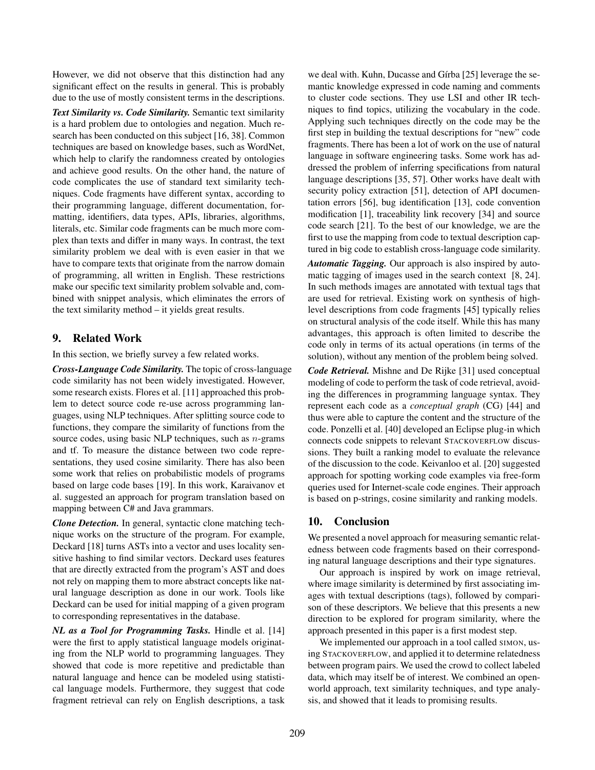However, we did not observe that this distinction had any significant effect on the results in general. This is probably due to the use of mostly consistent terms in the descriptions.

***Text Similarity vs. Code Similarity.*** Semantic text similarity is a hard problem due to ontologies and negation. Much research has been conducted on this subject [16, 38]. Common techniques are based on knowledge bases, such as WordNet, which help to clarify the randomness created by ontologies and achieve good results. On the other hand, the nature of code complicates the use of standard text similarity techniques. Code fragments have different syntax, according to their programming language, different documentation, formatting, identifiers, data types, APIs, libraries, algorithms, literals, etc. Similar code fragments can be much more complex than texts and differ in many ways. In contrast, the text similarity problem we deal with is even easier in that we have to compare texts that originate from the narrow domain of programming, all written in English. These restrictions make our specific text similarity problem solvable and, combined with snippet analysis, which eliminates the errors of the text similarity method – it yields great results.

## 9. Related Work

In this section, we briefly survey a few related works.

***Cross-Language Code Similarity.*** The topic of cross-language code similarity has not been widely investigated. However, some research exists. Flores et al. [11] approached this problem to detect source code re-use across programming languages, using NLP techniques. After splitting source code to functions, they compare the similarity of functions from the source codes, using basic NLP techniques, such as $n$-grams and tf. To measure the distance between two code representations, they used cosine similarity. There has also been some work that relies on probabilistic models of programs based on large code bases [19]. In this work, Karaivanov et al. suggested an approach for program translation based on mapping between C# and Java grammars.

***Clone Detection.*** In general, syntactic clone matching technique works on the structure of the program. For example, Deckard [18] turns ASTs into a vector and uses locality sensitive hashing to find similar vectors. Deckard uses features that are directly extracted from the program's AST and does not rely on mapping them to more abstract concepts like natural language description as done in our work. Tools like Deckard can be used for initial mapping of a given program to corresponding representatives in the database.

***NL as a Tool for Programming Tasks.*** Hindle et al. [14] were the first to apply statistical language models originating from the NLP world to programming languages. They showed that code is more repetitive and predictable than natural language and hence can be modeled using statistical language models. Furthermore, they suggest that code fragment retrieval can rely on English descriptions, a task we deal with. Kuhn, Ducasse and Gírba [25] leverage the semantic knowledge expressed in code naming and comments to cluster code sections. They use LSI and other IR techniques to find topics, utilizing the vocabulary in the code. Applying such techniques directly on the code may be the first step in building the textual descriptions for "new" code fragments. There has been a lot of work on the use of natural language in software engineering tasks. Some work has addressed the problem of inferring specifications from natural language descriptions [35, 57]. Other works have dealt with security policy extraction [51], detection of API documentation errors [56], bug identification [13], code convention modification [1], traceability link recovery [34] and source code search [21]. To the best of our knowledge, we are the first to use the mapping from code to textual description captured in big code to establish cross-language code similarity.

***Automatic Tagging.*** Our approach is also inspired by automatic tagging of images used in the search context [8, 24]. In such methods images are annotated with textual tags that are used for retrieval. Existing work on synthesis of high-level descriptions from code fragments [45] typically relies on structural analysis of the code itself. While this has many advantages, this approach is often limited to describe the code only in terms of its actual operations (in terms of the solution), without any mention of the problem being solved.

***Code Retrieval.*** Mishne and De Rijke [31] used conceptual modeling of code to perform the task of code retrieval, avoiding the differences in programming language syntax. They represent each code as a *conceptual graph* (CG) [44] and thus were able to capture the content and the structure of the code. Ponzelli et al. [40] developed an Eclipse plug-in which connects code snippets to relevant STACKOVERFLOW discussions. They built a ranking model to evaluate the relevance of the discussion to the code. Keivanloo et al. [20] suggested approach for spotting working code examples via free-form queries used for Internet-scale code engines. Their approach is based on p-strings, cosine similarity and ranking models.

## 10. Conclusion

We presented a novel approach for measuring semantic relatedness between code fragments based on their corresponding natural language descriptions and their type signatures.

Our approach is inspired by work on image retrieval, where image similarity is determined by first associating images with textual descriptions (tags), followed by comparison of these descriptors. We believe that this presents a new direction to be explored for program similarity, where the approach presented in this paper is a first modest step.

We implemented our approach in a tool called SIMON, using STACKOVERFLOW, and applied it to determine relatedness between program pairs. We used the crowd to collect labeled data, which may itself be of interest. We combined an open-world approach, text similarity techniques, and type analysis, and showed that it leads to promising results.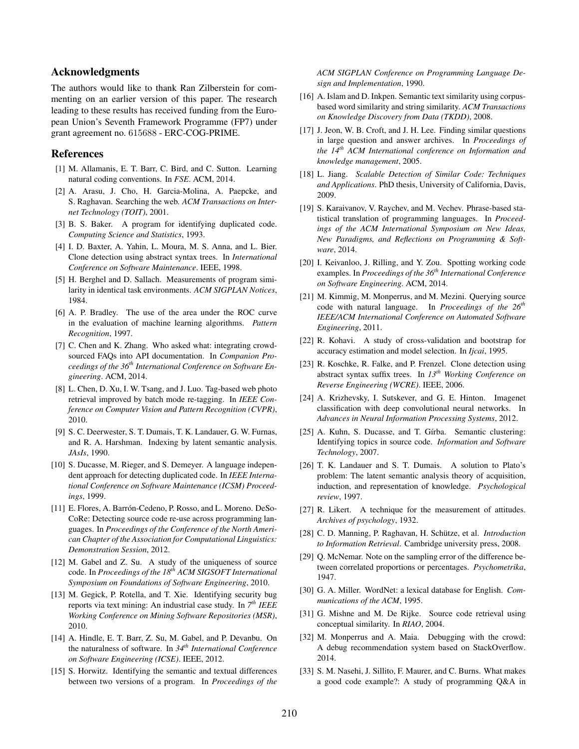## Acknowledgments

The authors would like to thank Ran Zilberstein for commenting on an earlier version of this paper. The research leading to these results has received funding from the European Union's Seventh Framework Programme (FP7) under grant agreement no. 615688 - ERC-COG-PRIME.

## References

[1] M. Allamanis, E. T. Barr, C. Bird, and C. Sutton. Learning natural coding conventions. In *FSE*. ACM, 2014.

[2] A. Arasu, J. Cho, H. Garcia-Molina, A. Paepcke, and S. Raghavan. Searching the web. *ACM Transactions on Internet Technology (TOIT)*, 2001.

[3] B. S. Baker. A program for identifying duplicated code. *Computing Science and Statistics*, 1993.

[4] I. D. Baxter, A. Yahin, L. Moura, M. S. Anna, and L. Bier. Clone detection using abstract syntax trees. In *International Conference on Software Maintenance*. IEEE, 1998.

[5] H. Berghel and D. Sallach. Measurements of program similarity in identical task environments. *ACM SIGPLAN Notices*, 1984.

[6] A. P. Bradley. The use of the area under the ROC curve in the evaluation of machine learning algorithms. *Pattern Recognition*, 1997.

[7] C. Chen and K. Zhang. Who asked what: integrating crowd-sourced FAQs into API documentation. In *Companion Proceedings of the 36th International Conference on Software Engineering*. ACM, 2014.

[8] L. Chen, D. Xu, I. W. Tsang, and J. Luo. Tag-based web photo retrieval improved by batch mode re-tagging. In *IEEE Conference on Computer Vision and Pattern Recognition (CVPR)*, 2010.

[9] S. C. Deerwester, S. T. Dumais, T. K. Landauer, G. W. Furnas, and R. A. Harshman. Indexing by latent semantic analysis. *JAsIs*, 1990.

[10] S. Ducasse, M. Rieger, and S. Demeyer. A language independent approach for detecting duplicated code. In *IEEE International Conference on Software Maintenance (ICSM) Proceedings*, 1999.

[11] E. Flores, A. Barrón-Cedeno, P. Rosso, and L. Moreno. DeSoCoRe: Detecting source code re-use across programming languages. In *Proceedings of the Conference of the North American Chapter of the Association for Computational Linguistics: Demonstration Session*, 2012.

[12] M. Gabel and Z. Su. A study of the uniqueness of source code. In *Proceedings of the 18th ACM SIGSOFT International Symposium on Foundations of Software Engineering*, 2010.

[13] M. Gegick, P. Rotella, and T. Xie. Identifying security bug reports via text mining: An industrial case study. In *7th IEEE Working Conference on Mining Software Repositories (MSR)*, 2010.

[14] A. Hindle, E. T. Barr, Z. Su, M. Gabel, and P. Devanbu. On the naturalness of software. In *34th International Conference on Software Engineering (ICSE)*. IEEE, 2012.

[15] S. Horwitz. Identifying the semantic and textual differences between two versions of a program. In *Proceedings of the ACM SIGPLAN Conference on Programming Language Design and Implementation*, 1990.

[16] A. Islam and D. Inkpen. Semantic text similarity using corpus-based word similarity and string similarity. *ACM Transactions on Knowledge Discovery from Data (TKDD)*, 2008.

[17] J. Jeon, W. B. Croft, and J. H. Lee. Finding similar questions in large question and answer archives. In *Proceedings of the 14th ACM International conference on Information and knowledge management*, 2005.

[18] L. Jiang. *Scalable Detection of Similar Code: Techniques and Applications*. PhD thesis, University of California, Davis, 2009.

[19] S. Karaivanov, V. Raychev, and M. Vechev. Phrase-based statistical translation of programming languages. In *Proceedings of the ACM International Symposium on New Ideas, New Paradigms, and Reflections on Programming & Software*, 2014.

[20] I. Keivanloo, J. Rilling, and Y. Zou. Spotting working code examples. In *Proceedings of the 36th International Conference on Software Engineering*. ACM, 2014.

[21] M. Kimmig, M. Monperrus, and M. Mezini. Querying source code with natural language. In *Proceedings of the 26th IEEE/ACM International Conference on Automated Software Engineering*, 2011.

[22] R. Kohavi. A study of cross-validation and bootstrap for accuracy estimation and model selection. In *Ijcai*, 1995.

[23] R. Koschke, R. Falke, and P. Frenzel. Clone detection using abstract syntax suffix trees. In *13th Working Conference on Reverse Engineering (WCRE)*. IEEE, 2006.

[24] A. Krizhevsky, I. Sutskever, and G. E. Hinton. Imagenet classification with deep convolutional neural networks. In *Advances in Neural Information Processing Systems*, 2012.

[25] A. Kuhn, S. Ducasse, and T. Gírba. Semantic clustering: Identifying topics in source code. *Information and Software Technology*, 2007.

[26] T. K. Landauer and S. T. Dumais. A solution to Plato's problem: The latent semantic analysis theory of acquisition, induction, and representation of knowledge. *Psychological review*, 1997.

[27] R. Likert. A technique for the measurement of attitudes. *Archives of psychology*, 1932.

[28] C. D. Manning, P. Raghavan, H. Schütze, et al. *Introduction to Information Retrieval*. Cambridge university press, 2008.

[29] Q. McNemar. Note on the sampling error of the difference between correlated proportions or percentages. *Psychometrika*, 1947.

[30] G. A. Miller. WordNet: a lexical database for English. *Communications of the ACM*, 1995.

[31] G. Mishne and M. De Rijke. Source code retrieval using conceptual similarity. In *RIAO*, 2004.

[32] M. Monperrus and A. Maia. Debugging with the crowd: A debug recommendation system based on StackOverflow. 2014.

[33] S. M. Nasehi, J. Sillito, F. Maurer, and C. Burns. What makes a good code example?: A study of programming Q&A in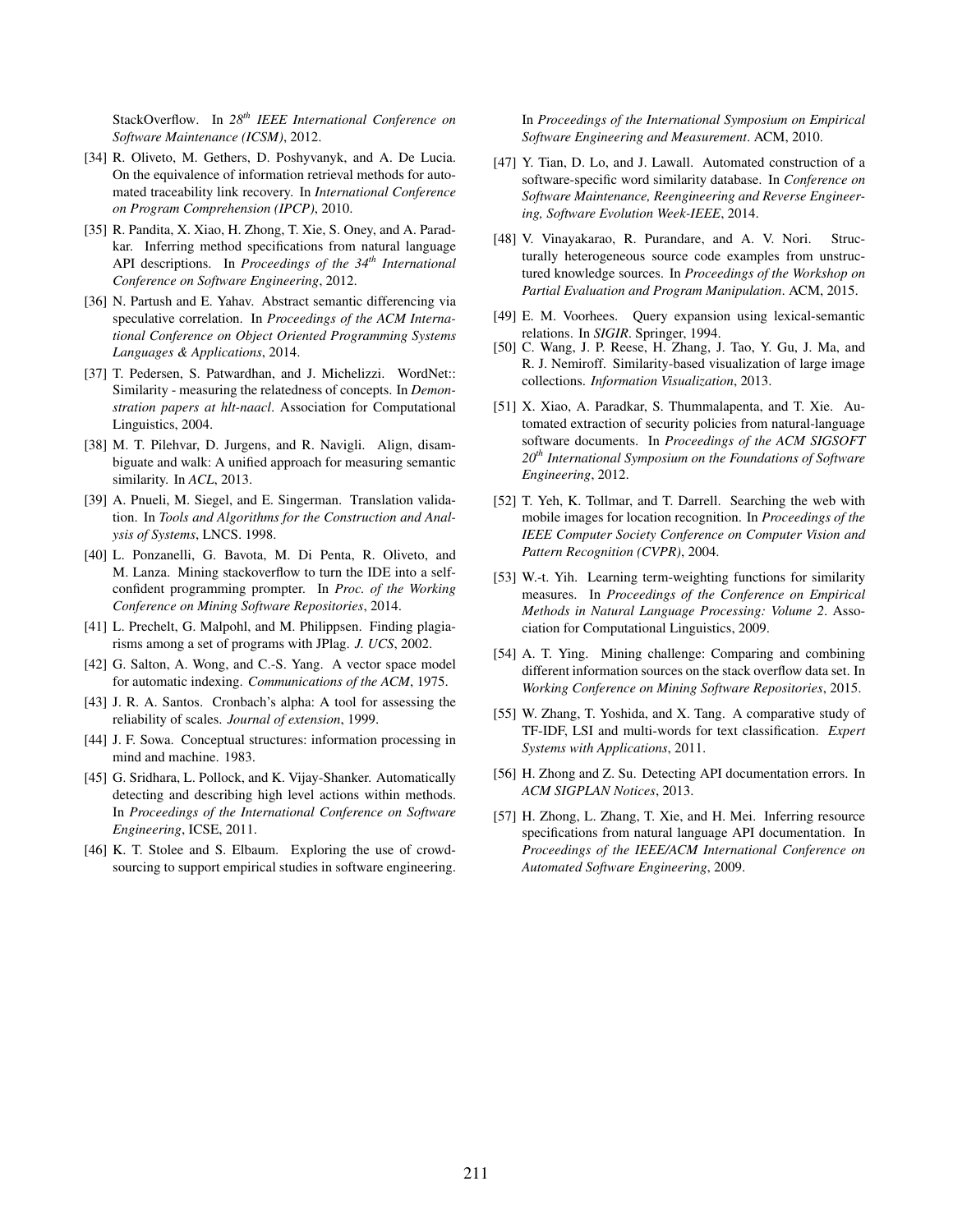StackOverflow. In *28th IEEE International Conference on Software Maintenance (ICSM)*, 2012.

[34] R. Oliveto, M. Gethers, D. Poshyvanyk, and A. De Lucia. On the equivalence of information retrieval methods for automated traceability link recovery. In *International Conference on Program Comprehension (IPCP)*, 2010.

[35] R. Pandita, X. Xiao, H. Zhong, T. Xie, S. Oney, and A. Paradkar. Inferring method specifications from natural language API descriptions. In *Proceedings of the 34th International Conference on Software Engineering*, 2012.

[36] N. Partush and E. Yahav. Abstract semantic differencing via speculative correlation. In *Proceedings of the ACM International Conference on Object Oriented Programming Systems Languages & Applications*, 2014.

[37] T. Pedersen, S. Patwardhan, and J. Michelizzi. WordNet:: Similarity - measuring the relatedness of concepts. In *Demonstration papers at hlt-naacl*. Association for Computational Linguistics, 2004.

[38] M. T. Pilehvar, D. Jurgens, and R. Navigli. Align, disambiguate and walk: A unified approach for measuring semantic similarity. In *ACL*, 2013.

[39] A. Pnueli, M. Siegel, and E. Singerman. Translation validation. In *Tools and Algorithms for the Construction and Analysis of Systems*, LNCS. 1998.

[40] L. Ponzanelli, G. Bavota, M. Di Penta, R. Oliveto, and M. Lanza. Mining stackoverflow to turn the IDE into a self-confident programming prompter. In *Proc. of the Working Conference on Mining Software Repositories*, 2014.

[41] L. Prechelt, G. Malpohl, and M. Philippsen. Finding plagiarisms among a set of programs with JPlag. *J. UCS*, 2002.

[42] G. Salton, A. Wong, and C.-S. Yang. A vector space model for automatic indexing. *Communications of the ACM*, 1975.

[43] J. R. A. Santos. Cronbach's alpha: A tool for assessing the reliability of scales. *Journal of extension*, 1999.

[44] J. F. Sowa. Conceptual structures: information processing in mind and machine. 1983.

[45] G. Sridhara, L. Pollock, and K. Vijay-Shanker. Automatically detecting and describing high level actions within methods. In *Proceedings of the International Conference on Software Engineering*, ICSE, 2011.

[46] K. T. Stolee and S. Elbaum. Exploring the use of crowdsourcing to support empirical studies in software engineering. In *Proceedings of the International Symposium on Empirical Software Engineering and Measurement*. ACM, 2010.

[47] Y. Tian, D. Lo, and J. Lawall. Automated construction of a software-specific word similarity database. In *Conference on Software Maintenance, Reengineering and Reverse Engineering, Software Evolution Week-IEEE*, 2014.

[48] V. Vinayakarao, R. Purandare, and A. V. Nori. Structurally heterogeneous source code examples from unstructured knowledge sources. In *Proceedings of the Workshop on Partial Evaluation and Program Manipulation*. ACM, 2015.

[49] E. M. Voorhees. Query expansion using lexical-semantic relations. In *SIGIR*. Springer, 1994.

[50] C. Wang, J. P. Reese, H. Zhang, J. Tao, Y. Gu, J. Ma, and R. J. Nemiroff. Similarity-based visualization of large image collections. *Information Visualization*, 2013.

[51] X. Xiao, A. Paradkar, S. Thummalapenta, and T. Xie. Automated extraction of security policies from natural-language software documents. In *Proceedings of the ACM SIGSOFT 20th International Symposium on the Foundations of Software Engineering*, 2012.

[52] T. Yeh, K. Tollmar, and T. Darrell. Searching the web with mobile images for location recognition. In *Proceedings of the IEEE Computer Society Conference on Computer Vision and Pattern Recognition (CVPR)*, 2004.

[53] W.-t. Yih. Learning term-weighting functions for similarity measures. In *Proceedings of the Conference on Empirical Methods in Natural Language Processing: Volume 2*. Association for Computational Linguistics, 2009.

[54] A. T. Ying. Mining challenge: Comparing and combining different information sources on the stack overflow data set. In *Working Conference on Mining Software Repositories*, 2015.

[55] W. Zhang, T. Yoshida, and X. Tang. A comparative study of TF-IDF, LSI and multi-words for text classification. *Expert Systems with Applications*, 2011.

[56] H. Zhong and Z. Su. Detecting API documentation errors. In *ACM SIGPLAN Notices*, 2013.

[57] H. Zhong, L. Zhang, T. Xie, and H. Mei. Inferring resource specifications from natural language API documentation. In *Proceedings of the IEEE/ACM International Conference on Automated Software Engineering*, 2009.